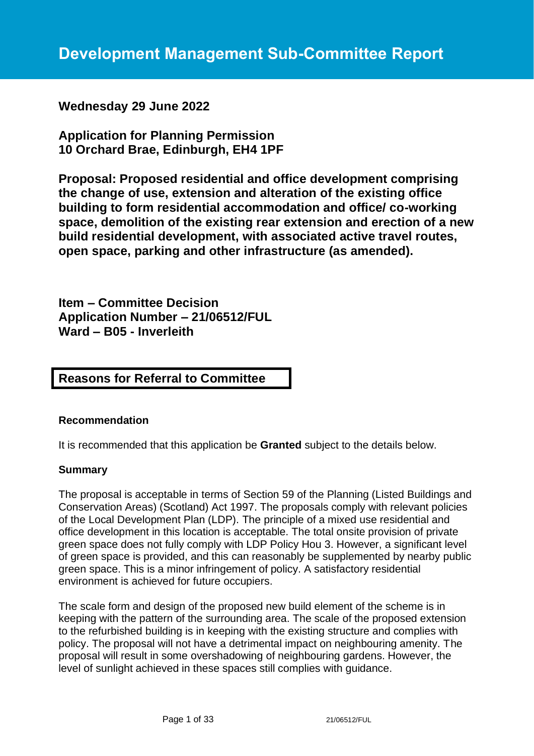# Development Management Sub-Committee Report

**Wednesday 29 June 2022**

**Application for Planning Permission**
**10 Orchard Brae, Edinburgh, EH4 1PF**

**Proposal: Proposed residential and office development comprising the change of use, extension and alteration of the existing office building to form residential accommodation and office/ co-working space, demolition of the existing rear extension and erection of a new build residential development, with associated active travel routes, open space, parking and other infrastructure (as amended).**

**Item – Committee Decision**
**Application Number – 21/06512/FUL**
**Ward – B05 - Inverleith**

## Reasons for Referral to Committee

### Recommendation

It is recommended that this application be **Granted** subject to the details below.

### Summary

The proposal is acceptable in terms of Section 59 of the Planning (Listed Buildings and Conservation Areas) (Scotland) Act 1997. The proposals comply with relevant policies of the Local Development Plan (LDP). The principle of a mixed use residential and office development in this location is acceptable. The total onsite provision of private green space does not fully comply with LDP Policy Hou 3. However, a significant level of green space is provided, and this can reasonably be supplemented by nearby public green space. This is a minor infringement of policy. A satisfactory residential environment is achieved for future occupiers.

The scale form and design of the proposed new build element of the scheme is in keeping with the pattern of the surrounding area. The scale of the proposed extension to the refurbished building is in keeping with the existing structure and complies with policy. The proposal will not have a detrimental impact on neighbouring amenity. The proposal will result in some overshadowing of neighbouring gardens. However, the level of sunlight achieved in these spaces still complies with guidance.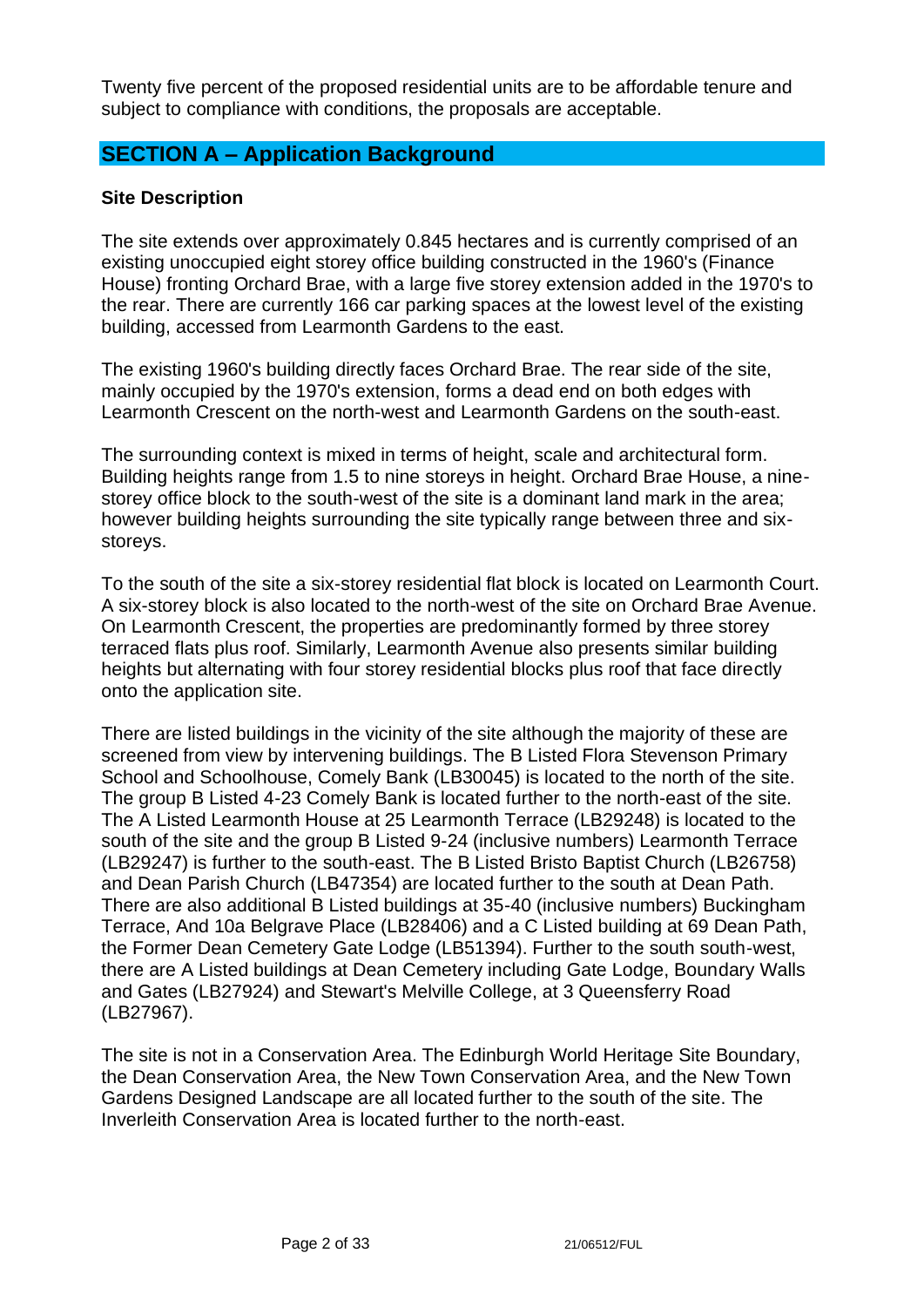Twenty five percent of the proposed residential units are to be affordable tenure and subject to compliance with conditions, the proposals are acceptable.

## SECTION A – Application Background

### Site Description

The site extends over approximately 0.845 hectares and is currently comprised of an existing unoccupied eight storey office building constructed in the 1960's (Finance House) fronting Orchard Brae, with a large five storey extension added in the 1970's to the rear. There are currently 166 car parking spaces at the lowest level of the existing building, accessed from Learmonth Gardens to the east.

The existing 1960's building directly faces Orchard Brae. The rear side of the site, mainly occupied by the 1970's extension, forms a dead end on both edges with Learmonth Crescent on the north-west and Learmonth Gardens on the south-east.

The surrounding context is mixed in terms of height, scale and architectural form. Building heights range from 1.5 to nine storeys in height. Orchard Brae House, a nine-storey office block to the south-west of the site is a dominant land mark in the area; however building heights surrounding the site typically range between three and six-storeys.

To the south of the site a six-storey residential flat block is located on Learmonth Court. A six-storey block is also located to the north-west of the site on Orchard Brae Avenue. On Learmonth Crescent, the properties are predominantly formed by three storey terraced flats plus roof. Similarly, Learmonth Avenue also presents similar building heights but alternating with four storey residential blocks plus roof that face directly onto the application site.

There are listed buildings in the vicinity of the site although the majority of these are screened from view by intervening buildings. The B Listed Flora Stevenson Primary School and Schoolhouse, Comely Bank (LB30045) is located to the north of the site. The group B Listed 4-23 Comely Bank is located further to the north-east of the site. The A Listed Learmonth House at 25 Learmonth Terrace (LB29248) is located to the south of the site and the group B Listed 9-24 (inclusive numbers) Learmonth Terrace (LB29247) is further to the south-east. The B Listed Bristo Baptist Church (LB26758) and Dean Parish Church (LB47354) are located further to the south at Dean Path. There are also additional B Listed buildings at 35-40 (inclusive numbers) Buckingham Terrace, And 10a Belgrave Place (LB28406) and a C Listed building at 69 Dean Path, the Former Dean Cemetery Gate Lodge (LB51394). Further to the south south-west, there are A Listed buildings at Dean Cemetery including Gate Lodge, Boundary Walls and Gates (LB27924) and Stewart's Melville College, at 3 Queensferry Road (LB27967).

The site is not in a Conservation Area. The Edinburgh World Heritage Site Boundary, the Dean Conservation Area, the New Town Conservation Area, and the New Town Gardens Designed Landscape are all located further to the south of the site. The Inverleith Conservation Area is located further to the north-east.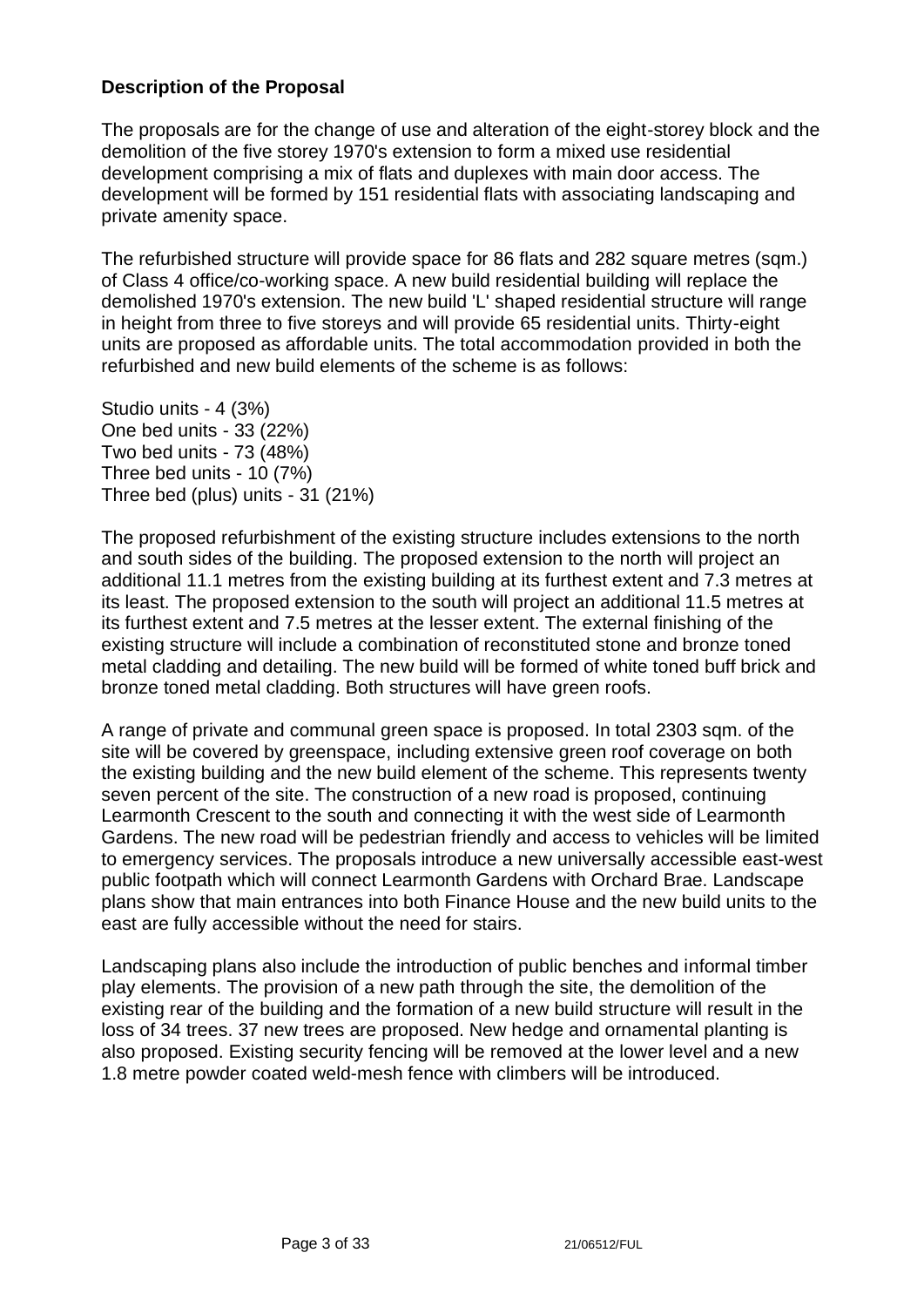## Description of the Proposal

The proposals are for the change of use and alteration of the eight-storey block and the demolition of the five storey 1970's extension to form a mixed use residential development comprising a mix of flats and duplexes with main door access. The development will be formed by 151 residential flats with associating landscaping and private amenity space.

The refurbished structure will provide space for 86 flats and 282 square metres (sqm.) of Class 4 office/co-working space. A new build residential building will replace the demolished 1970's extension. The new build 'L' shaped residential structure will range in height from three to five storeys and will provide 65 residential units. Thirty-eight units are proposed as affordable units. The total accommodation provided in both the refurbished and new build elements of the scheme is as follows:

Studio units - 4 (3%)
One bed units - 33 (22%)
Two bed units - 73 (48%)
Three bed units - 10 (7%)
Three bed (plus) units - 31 (21%)

The proposed refurbishment of the existing structure includes extensions to the north and south sides of the building. The proposed extension to the north will project an additional 11.1 metres from the existing building at its furthest extent and 7.3 metres at its least. The proposed extension to the south will project an additional 11.5 metres at its furthest extent and 7.5 metres at the lesser extent. The external finishing of the existing structure will include a combination of reconstituted stone and bronze toned metal cladding and detailing. The new build will be formed of white toned buff brick and bronze toned metal cladding. Both structures will have green roofs.

A range of private and communal green space is proposed. In total 2303 sqm. of the site will be covered by greenspace, including extensive green roof coverage on both the existing building and the new build element of the scheme. This represents twenty seven percent of the site. The construction of a new road is proposed, continuing Learmonth Crescent to the south and connecting it with the west side of Learmonth Gardens. The new road will be pedestrian friendly and access to vehicles will be limited to emergency services. The proposals introduce a new universally accessible east-west public footpath which will connect Learmonth Gardens with Orchard Brae. Landscape plans show that main entrances into both Finance House and the new build units to the east are fully accessible without the need for stairs.

Landscaping plans also include the introduction of public benches and informal timber play elements. The provision of a new path through the site, the demolition of the existing rear of the building and the formation of a new build structure will result in the loss of 34 trees. 37 new trees are proposed. New hedge and ornamental planting is also proposed. Existing security fencing will be removed at the lower level and a new 1.8 metre powder coated weld-mesh fence with climbers will be introduced.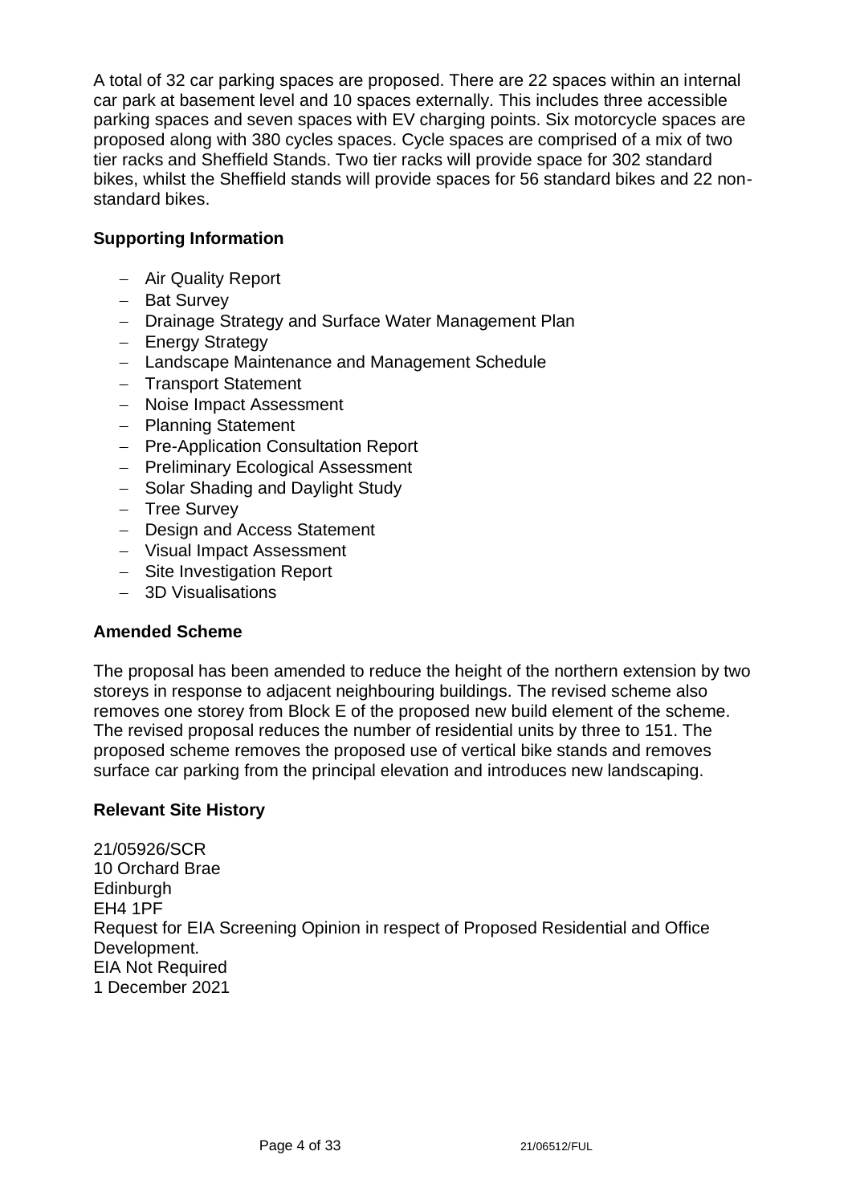A total of 32 car parking spaces are proposed. There are 22 spaces within an internal car park at basement level and 10 spaces externally. This includes three accessible parking spaces and seven spaces with EV charging points. Six motorcycle spaces are proposed along with 380 cycles spaces. Cycle spaces are comprised of a mix of two tier racks and Sheffield Stands. Two tier racks will provide space for 302 standard bikes, whilst the Sheffield stands will provide spaces for 56 standard bikes and 22 non-standard bikes.

**Supporting Information**

- Air Quality Report
- Bat Survey
- Drainage Strategy and Surface Water Management Plan
- Energy Strategy
- Landscape Maintenance and Management Schedule
- Transport Statement
- Noise Impact Assessment
- Planning Statement
- Pre-Application Consultation Report
- Preliminary Ecological Assessment
- Solar Shading and Daylight Study
- Tree Survey
- Design and Access Statement
- Visual Impact Assessment
- Site Investigation Report
- 3D Visualisations

**Amended Scheme**

The proposal has been amended to reduce the height of the northern extension by two storeys in response to adjacent neighbouring buildings. The revised scheme also removes one storey from Block E of the proposed new build element of the scheme. The revised proposal reduces the number of residential units by three to 151. The proposed scheme removes the proposed use of vertical bike stands and removes surface car parking from the principal elevation and introduces new landscaping.

**Relevant Site History**

21/05926/SCR
10 Orchard Brae
Edinburgh
EH4 1PF
Request for EIA Screening Opinion in respect of Proposed Residential and Office Development.
EIA Not Required
1 December 2021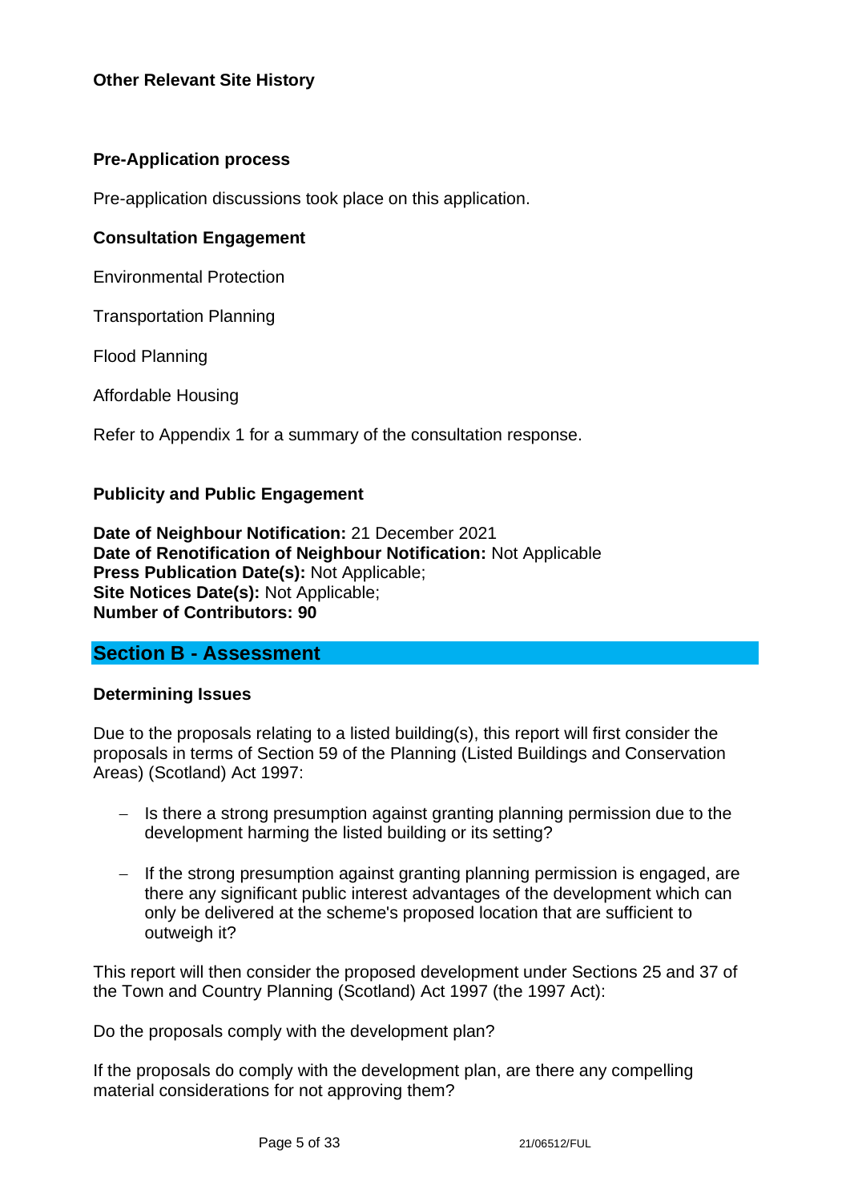**Other Relevant Site History**

**Pre-Application process**

Pre-application discussions took place on this application.

**Consultation Engagement**

Environmental Protection

Transportation Planning

Flood Planning

Affordable Housing

Refer to Appendix 1 for a summary of the consultation response.

**Publicity and Public Engagement**

**Date of Neighbour Notification:** 21 December 2021
**Date of Renotification of Neighbour Notification:** Not Applicable
**Press Publication Date(s):** Not Applicable;
**Site Notices Date(s):** Not Applicable;
**Number of Contributors: 90**

## Section B - Assessment

**Determining Issues**

Due to the proposals relating to a listed building(s), this report will first consider the proposals in terms of Section 59 of the Planning (Listed Buildings and Conservation Areas) (Scotland) Act 1997:

- Is there a strong presumption against granting planning permission due to the development harming the listed building or its setting?
- If the strong presumption against granting planning permission is engaged, are there any significant public interest advantages of the development which can only be delivered at the scheme's proposed location that are sufficient to outweigh it?

This report will then consider the proposed development under Sections 25 and 37 of the Town and Country Planning (Scotland) Act 1997 (the 1997 Act):

Do the proposals comply with the development plan?

If the proposals do comply with the development plan, are there any compelling material considerations for not approving them?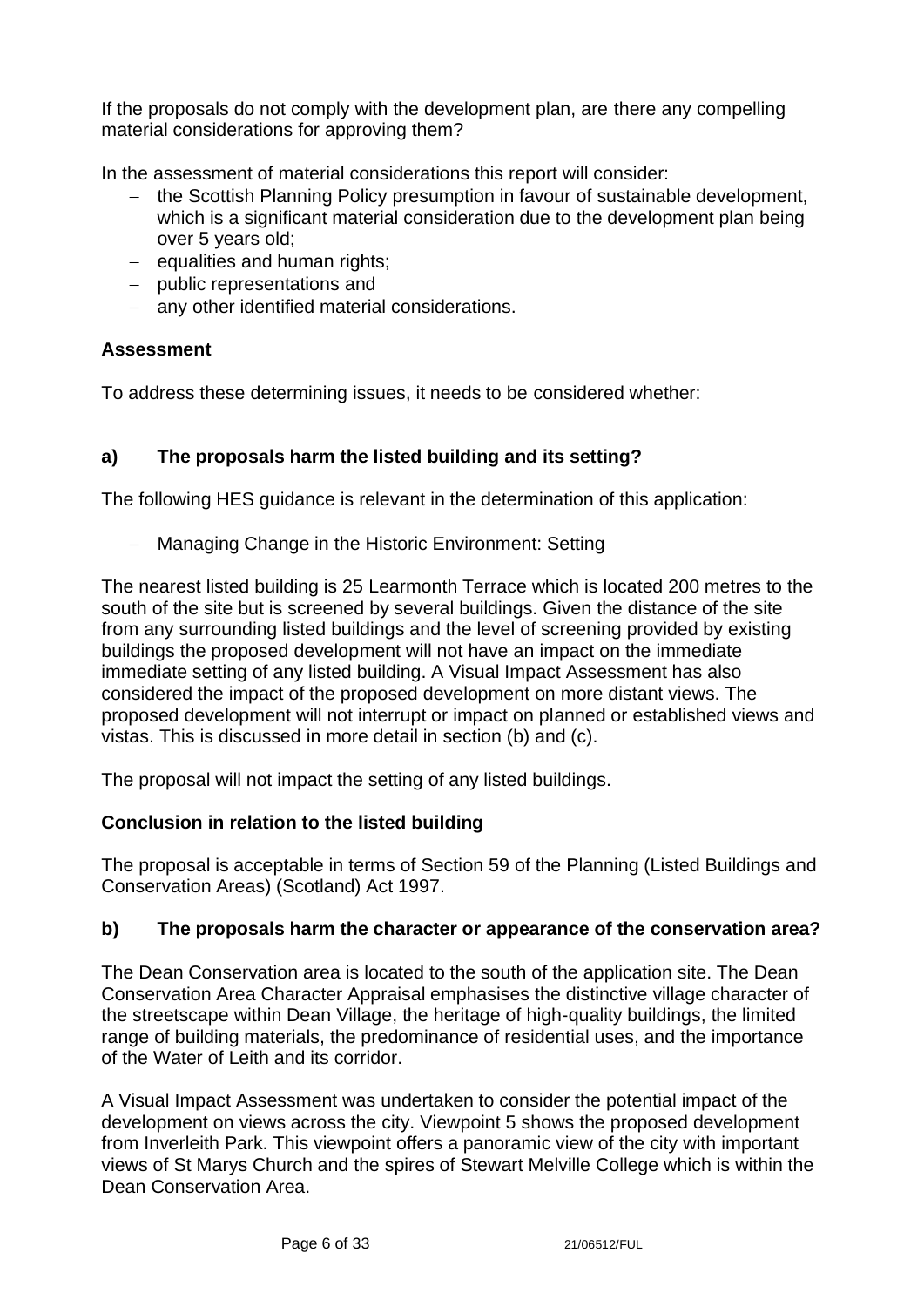If the proposals do not comply with the development plan, are there any compelling material considerations for approving them?

In the assessment of material considerations this report will consider:

- the Scottish Planning Policy presumption in favour of sustainable development, which is a significant material consideration due to the development plan being over 5 years old;
- equalities and human rights;
- public representations and
- any other identified material considerations.

**Assessment**

To address these determining issues, it needs to be considered whether:

**a) The proposals harm the listed building and its setting?**

The following HES guidance is relevant in the determination of this application:

- Managing Change in the Historic Environment: Setting

The nearest listed building is 25 Learmonth Terrace which is located 200 metres to the south of the site but is screened by several buildings. Given the distance of the site from any surrounding listed buildings and the level of screening provided by existing buildings the proposed development will not have an impact on the immediate immediate setting of any listed building. A Visual Impact Assessment has also considered the impact of the proposed development on more distant views. The proposed development will not interrupt or impact on planned or established views and vistas. This is discussed in more detail in section (b) and (c).

The proposal will not impact the setting of any listed buildings.

**Conclusion in relation to the listed building**

The proposal is acceptable in terms of Section 59 of the Planning (Listed Buildings and Conservation Areas) (Scotland) Act 1997.

**b) The proposals harm the character or appearance of the conservation area?**

The Dean Conservation area is located to the south of the application site. The Dean Conservation Area Character Appraisal emphasises the distinctive village character of the streetscape within Dean Village, the heritage of high-quality buildings, the limited range of building materials, the predominance of residential uses, and the importance of the Water of Leith and its corridor.

A Visual Impact Assessment was undertaken to consider the potential impact of the development on views across the city. Viewpoint 5 shows the proposed development from Inverleith Park. This viewpoint offers a panoramic view of the city with important views of St Marys Church and the spires of Stewart Melville College which is within the Dean Conservation Area.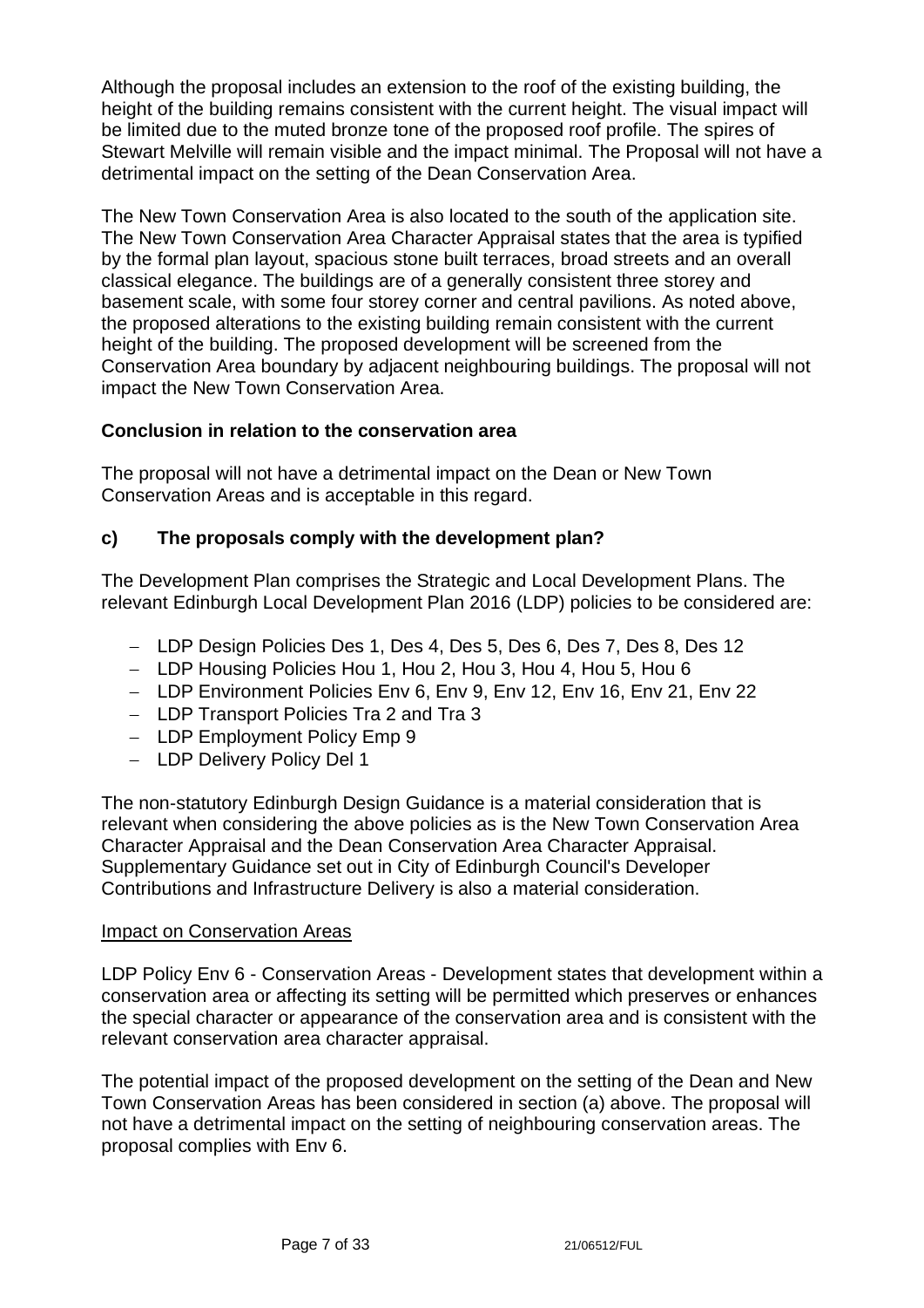Although the proposal includes an extension to the roof of the existing building, the height of the building remains consistent with the current height. The visual impact will be limited due to the muted bronze tone of the proposed roof profile. The spires of Stewart Melville will remain visible and the impact minimal. The Proposal will not have a detrimental impact on the setting of the Dean Conservation Area.

The New Town Conservation Area is also located to the south of the application site. The New Town Conservation Area Character Appraisal states that the area is typified by the formal plan layout, spacious stone built terraces, broad streets and an overall classical elegance. The buildings are of a generally consistent three storey and basement scale, with some four storey corner and central pavilions. As noted above, the proposed alterations to the existing building remain consistent with the current height of the building. The proposed development will be screened from the Conservation Area boundary by adjacent neighbouring buildings. The proposal will not impact the New Town Conservation Area.

**Conclusion in relation to the conservation area**

The proposal will not have a detrimental impact on the Dean or New Town Conservation Areas and is acceptable in this regard.

### c) The proposals comply with the development plan?

The Development Plan comprises the Strategic and Local Development Plans. The relevant Edinburgh Local Development Plan 2016 (LDP) policies to be considered are:

- LDP Design Policies Des 1, Des 4, Des 5, Des 6, Des 7, Des 8, Des 12
- LDP Housing Policies Hou 1, Hou 2, Hou 3, Hou 4, Hou 5, Hou 6
- LDP Environment Policies Env 6, Env 9, Env 12, Env 16, Env 21, Env 22
- LDP Transport Policies Tra 2 and Tra 3
- LDP Employment Policy Emp 9
- LDP Delivery Policy Del 1

The non-statutory Edinburgh Design Guidance is a material consideration that is relevant when considering the above policies as is the New Town Conservation Area Character Appraisal and the Dean Conservation Area Character Appraisal. Supplementary Guidance set out in City of Edinburgh Council's Developer Contributions and Infrastructure Delivery is also a material consideration.

<u>Impact on Conservation Areas</u>

LDP Policy Env 6 - Conservation Areas - Development states that development within a conservation area or affecting its setting will be permitted which preserves or enhances the special character or appearance of the conservation area and is consistent with the relevant conservation area character appraisal.

The potential impact of the proposed development on the setting of the Dean and New Town Conservation Areas has been considered in section (a) above. The proposal will not have a detrimental impact on the setting of neighbouring conservation areas. The proposal complies with Env 6.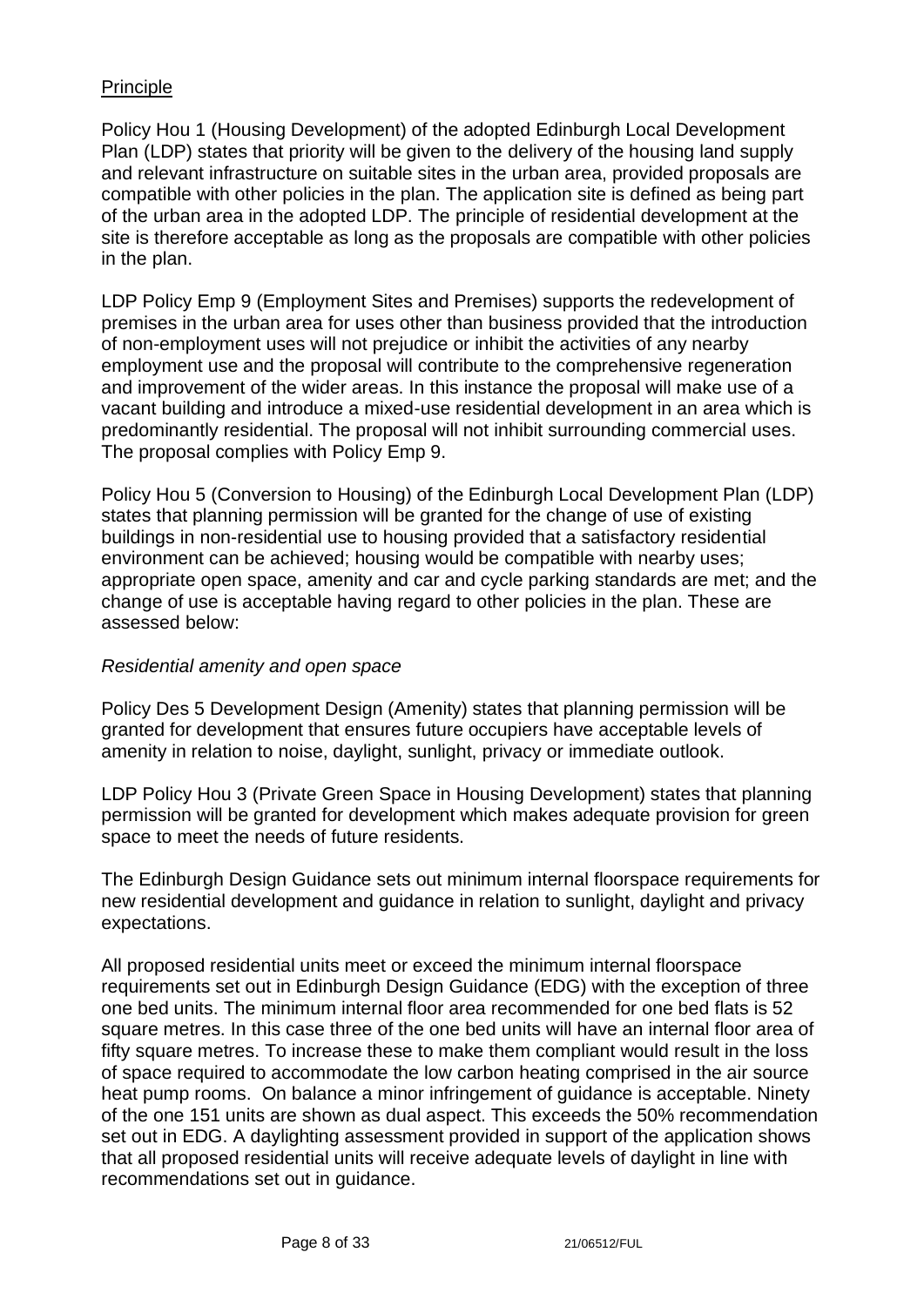Principle

Policy Hou 1 (Housing Development) of the adopted Edinburgh Local Development Plan (LDP) states that priority will be given to the delivery of the housing land supply and relevant infrastructure on suitable sites in the urban area, provided proposals are compatible with other policies in the plan. The application site is defined as being part of the urban area in the adopted LDP. The principle of residential development at the site is therefore acceptable as long as the proposals are compatible with other policies in the plan.

LDP Policy Emp 9 (Employment Sites and Premises) supports the redevelopment of premises in the urban area for uses other than business provided that the introduction of non-employment uses will not prejudice or inhibit the activities of any nearby employment use and the proposal will contribute to the comprehensive regeneration and improvement of the wider areas. In this instance the proposal will make use of a vacant building and introduce a mixed-use residential development in an area which is predominantly residential. The proposal will not inhibit surrounding commercial uses. The proposal complies with Policy Emp 9.

Policy Hou 5 (Conversion to Housing) of the Edinburgh Local Development Plan (LDP) states that planning permission will be granted for the change of use of existing buildings in non-residential use to housing provided that a satisfactory residential environment can be achieved; housing would be compatible with nearby uses; appropriate open space, amenity and car and cycle parking standards are met; and the change of use is acceptable having regard to other policies in the plan. These are assessed below:

*Residential amenity and open space*

Policy Des 5 Development Design (Amenity) states that planning permission will be granted for development that ensures future occupiers have acceptable levels of amenity in relation to noise, daylight, sunlight, privacy or immediate outlook.

LDP Policy Hou 3 (Private Green Space in Housing Development) states that planning permission will be granted for development which makes adequate provision for green space to meet the needs of future residents.

The Edinburgh Design Guidance sets out minimum internal floorspace requirements for new residential development and guidance in relation to sunlight, daylight and privacy expectations.

All proposed residential units meet or exceed the minimum internal floorspace requirements set out in Edinburgh Design Guidance (EDG) with the exception of three one bed units. The minimum internal floor area recommended for one bed flats is 52 square metres. In this case three of the one bed units will have an internal floor area of fifty square metres. To increase these to make them compliant would result in the loss of space required to accommodate the low carbon heating comprised in the air source heat pump rooms. On balance a minor infringement of guidance is acceptable. Ninety of the one 151 units are shown as dual aspect. This exceeds the 50% recommendation set out in EDG. A daylighting assessment provided in support of the application shows that all proposed residential units will receive adequate levels of daylight in line with recommendations set out in guidance.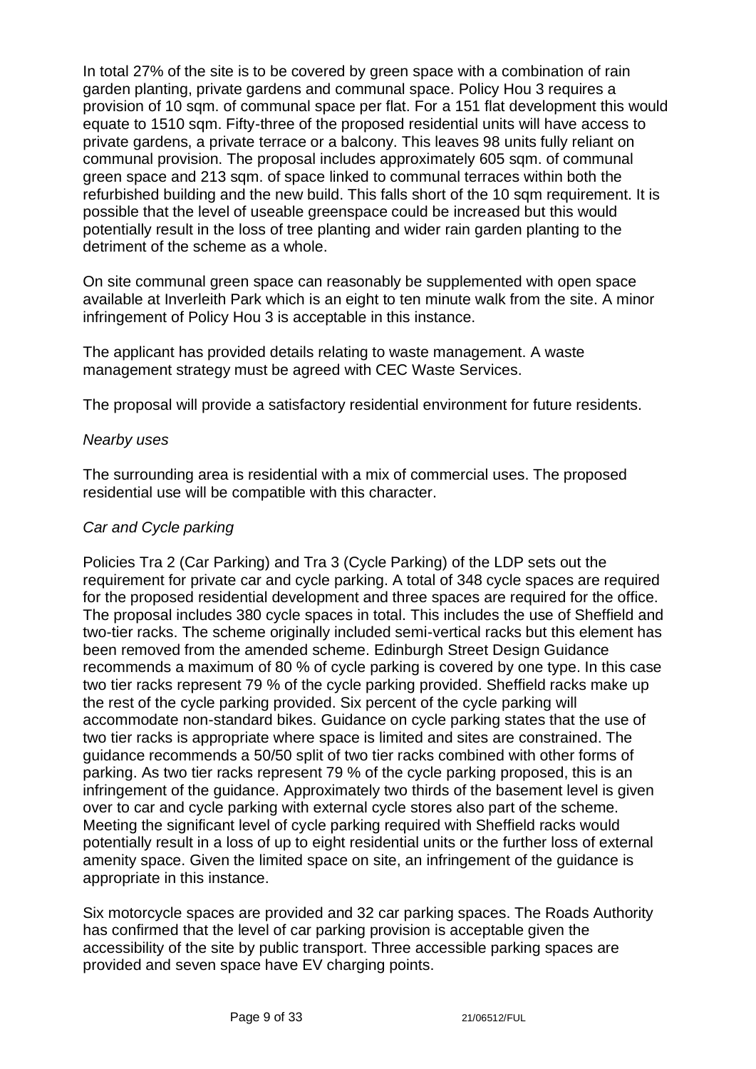In total 27% of the site is to be covered by green space with a combination of rain garden planting, private gardens and communal space. Policy Hou 3 requires a provision of 10 sqm. of communal space per flat. For a 151 flat development this would equate to 1510 sqm. Fifty-three of the proposed residential units will have access to private gardens, a private terrace or a balcony. This leaves 98 units fully reliant on communal provision. The proposal includes approximately 605 sqm. of communal green space and 213 sqm. of space linked to communal terraces within both the refurbished building and the new build. This falls short of the 10 sqm requirement. It is possible that the level of useable greenspace could be increased but this would potentially result in the loss of tree planting and wider rain garden planting to the detriment of the scheme as a whole.

On site communal green space can reasonably be supplemented with open space available at Inverleith Park which is an eight to ten minute walk from the site. A minor infringement of Policy Hou 3 is acceptable in this instance.

The applicant has provided details relating to waste management. A waste management strategy must be agreed with CEC Waste Services.

The proposal will provide a satisfactory residential environment for future residents.

*Nearby uses*

The surrounding area is residential with a mix of commercial uses. The proposed residential use will be compatible with this character.

*Car and Cycle parking*

Policies Tra 2 (Car Parking) and Tra 3 (Cycle Parking) of the LDP sets out the requirement for private car and cycle parking. A total of 348 cycle spaces are required for the proposed residential development and three spaces are required for the office. The proposal includes 380 cycle spaces in total. This includes the use of Sheffield and two-tier racks. The scheme originally included semi-vertical racks but this element has been removed from the amended scheme. Edinburgh Street Design Guidance recommends a maximum of 80 % of cycle parking is covered by one type. In this case two tier racks represent 79 % of the cycle parking provided. Sheffield racks make up the rest of the cycle parking provided. Six percent of the cycle parking will accommodate non-standard bikes. Guidance on cycle parking states that the use of two tier racks is appropriate where space is limited and sites are constrained. The guidance recommends a 50/50 split of two tier racks combined with other forms of parking. As two tier racks represent 79 % of the cycle parking proposed, this is an infringement of the guidance. Approximately two thirds of the basement level is given over to car and cycle parking with external cycle stores also part of the scheme. Meeting the significant level of cycle parking required with Sheffield racks would potentially result in a loss of up to eight residential units or the further loss of external amenity space. Given the limited space on site, an infringement of the guidance is appropriate in this instance.

Six motorcycle spaces are provided and 32 car parking spaces. The Roads Authority has confirmed that the level of car parking provision is acceptable given the accessibility of the site by public transport. Three accessible parking spaces are provided and seven space have EV charging points.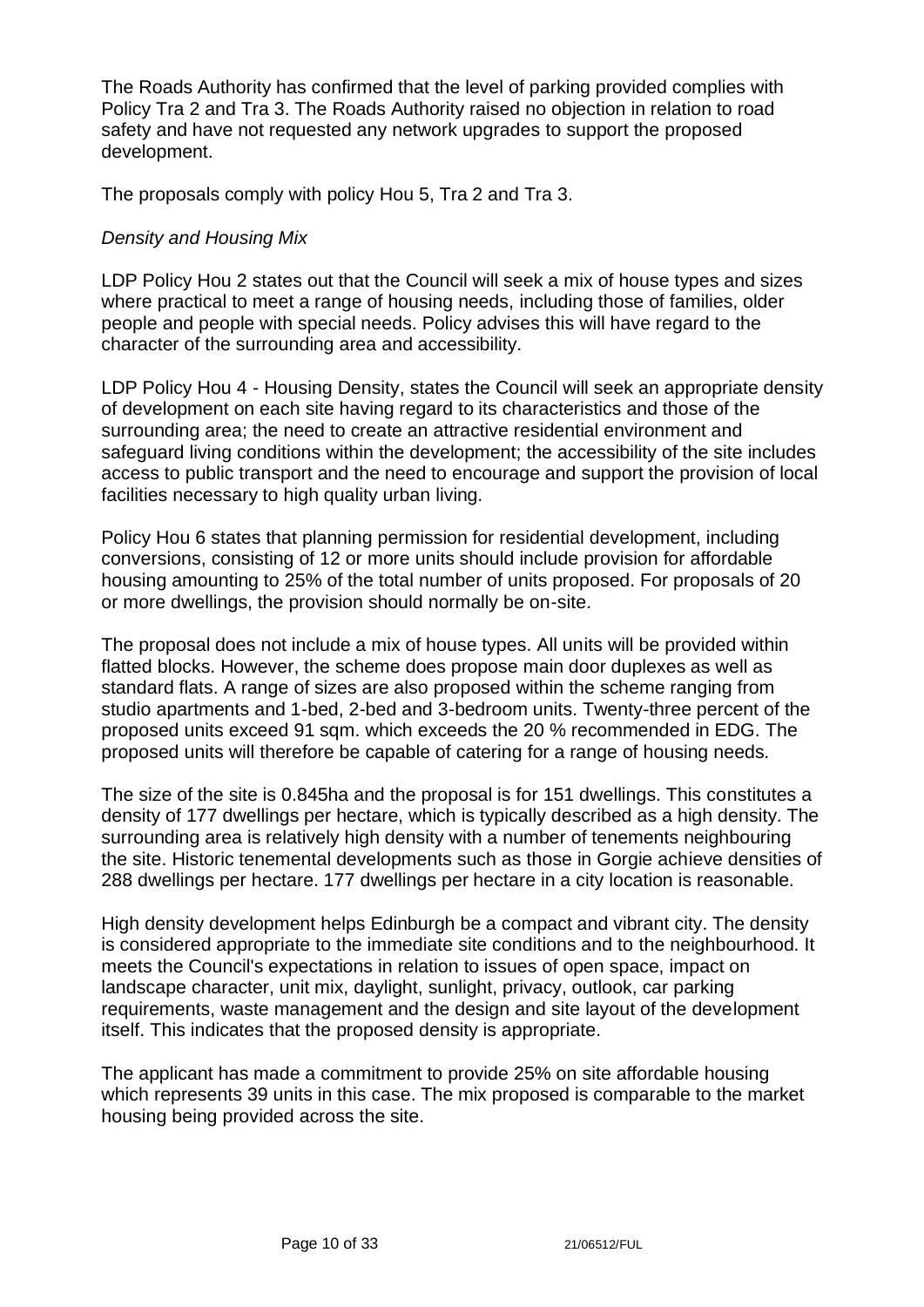The Roads Authority has confirmed that the level of parking provided complies with Policy Tra 2 and Tra 3. The Roads Authority raised no objection in relation to road safety and have not requested any network upgrades to support the proposed development.

The proposals comply with policy Hou 5, Tra 2 and Tra 3.

*Density and Housing Mix*

LDP Policy Hou 2 states out that the Council will seek a mix of house types and sizes where practical to meet a range of housing needs, including those of families, older people and people with special needs. Policy advises this will have regard to the character of the surrounding area and accessibility.

LDP Policy Hou 4 - Housing Density, states the Council will seek an appropriate density of development on each site having regard to its characteristics and those of the surrounding area; the need to create an attractive residential environment and safeguard living conditions within the development; the accessibility of the site includes access to public transport and the need to encourage and support the provision of local facilities necessary to high quality urban living.

Policy Hou 6 states that planning permission for residential development, including conversions, consisting of 12 or more units should include provision for affordable housing amounting to 25% of the total number of units proposed. For proposals of 20 or more dwellings, the provision should normally be on-site.

The proposal does not include a mix of house types. All units will be provided within flatted blocks. However, the scheme does propose main door duplexes as well as standard flats. A range of sizes are also proposed within the scheme ranging from studio apartments and 1-bed, 2-bed and 3-bedroom units. Twenty-three percent of the proposed units exceed 91 sqm. which exceeds the 20 % recommended in EDG. The proposed units will therefore be capable of catering for a range of housing needs.

The size of the site is 0.845ha and the proposal is for 151 dwellings. This constitutes a density of 177 dwellings per hectare, which is typically described as a high density. The surrounding area is relatively high density with a number of tenements neighbouring the site. Historic tenemental developments such as those in Gorgie achieve densities of 288 dwellings per hectare. 177 dwellings per hectare in a city location is reasonable.

High density development helps Edinburgh be a compact and vibrant city. The density is considered appropriate to the immediate site conditions and to the neighbourhood. It meets the Council's expectations in relation to issues of open space, impact on landscape character, unit mix, daylight, sunlight, privacy, outlook, car parking requirements, waste management and the design and site layout of the development itself. This indicates that the proposed density is appropriate.

The applicant has made a commitment to provide 25% on site affordable housing which represents 39 units in this case. The mix proposed is comparable to the market housing being provided across the site.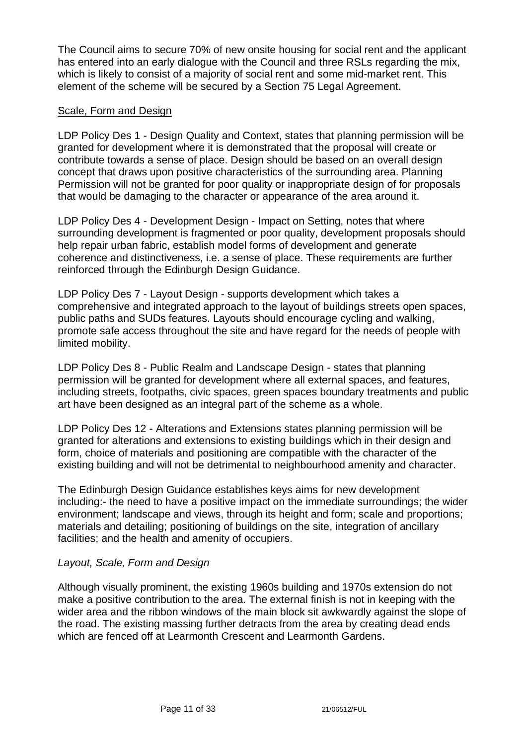The Council aims to secure 70% of new onsite housing for social rent and the applicant has entered into an early dialogue with the Council and three RSLs regarding the mix, which is likely to consist of a majority of social rent and some mid-market rent. This element of the scheme will be secured by a Section 75 Legal Agreement.

## Scale, Form and Design

LDP Policy Des 1 - Design Quality and Context, states that planning permission will be granted for development where it is demonstrated that the proposal will create or contribute towards a sense of place. Design should be based on an overall design concept that draws upon positive characteristics of the surrounding area. Planning Permission will not be granted for poor quality or inappropriate design of for proposals that would be damaging to the character or appearance of the area around it.

LDP Policy Des 4 - Development Design - Impact on Setting, notes that where surrounding development is fragmented or poor quality, development proposals should help repair urban fabric, establish model forms of development and generate coherence and distinctiveness, i.e. a sense of place. These requirements are further reinforced through the Edinburgh Design Guidance.

LDP Policy Des 7 - Layout Design - supports development which takes a comprehensive and integrated approach to the layout of buildings streets open spaces, public paths and SUDs features. Layouts should encourage cycling and walking, promote safe access throughout the site and have regard for the needs of people with limited mobility.

LDP Policy Des 8 - Public Realm and Landscape Design - states that planning permission will be granted for development where all external spaces, and features, including streets, footpaths, civic spaces, green spaces boundary treatments and public art have been designed as an integral part of the scheme as a whole.

LDP Policy Des 12 - Alterations and Extensions states planning permission will be granted for alterations and extensions to existing buildings which in their design and form, choice of materials and positioning are compatible with the character of the existing building and will not be detrimental to neighbourhood amenity and character.

The Edinburgh Design Guidance establishes keys aims for new development including:- the need to have a positive impact on the immediate surroundings; the wider environment; landscape and views, through its height and form; scale and proportions; materials and detailing; positioning of buildings on the site, integration of ancillary facilities; and the health and amenity of occupiers.

### *Layout, Scale, Form and Design*

Although visually prominent, the existing 1960s building and 1970s extension do not make a positive contribution to the area. The external finish is not in keeping with the wider area and the ribbon windows of the main block sit awkwardly against the slope of the road. The existing massing further detracts from the area by creating dead ends which are fenced off at Learmonth Crescent and Learmonth Gardens.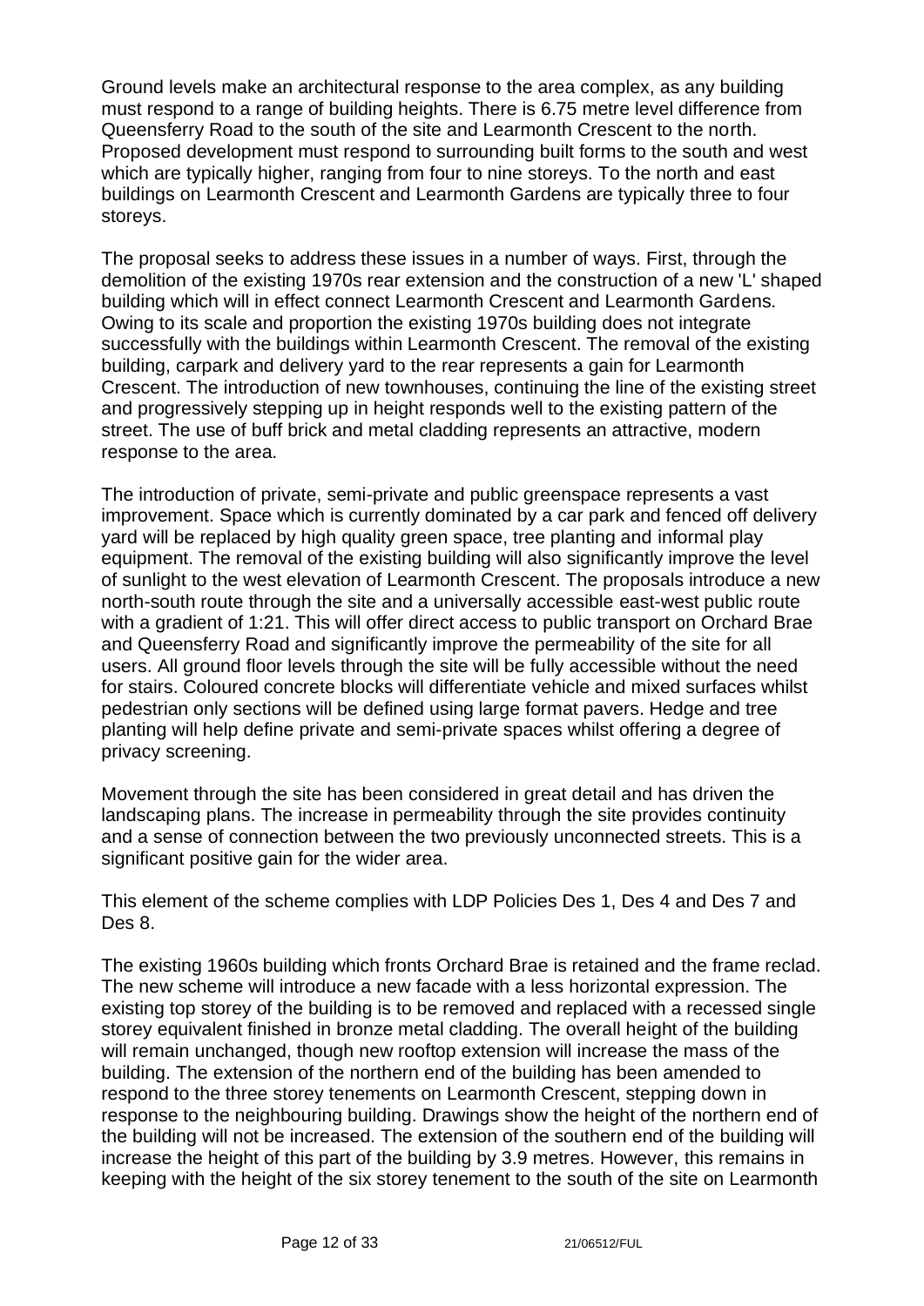Ground levels make an architectural response to the area complex, as any building must respond to a range of building heights. There is 6.75 metre level difference from Queensferry Road to the south of the site and Learmonth Crescent to the north. Proposed development must respond to surrounding built forms to the south and west which are typically higher, ranging from four to nine storeys. To the north and east buildings on Learmonth Crescent and Learmonth Gardens are typically three to four storeys.

The proposal seeks to address these issues in a number of ways. First, through the demolition of the existing 1970s rear extension and the construction of a new 'L' shaped building which will in effect connect Learmonth Crescent and Learmonth Gardens. Owing to its scale and proportion the existing 1970s building does not integrate successfully with the buildings within Learmonth Crescent. The removal of the existing building, carpark and delivery yard to the rear represents a gain for Learmonth Crescent. The introduction of new townhouses, continuing the line of the existing street and progressively stepping up in height responds well to the existing pattern of the street. The use of buff brick and metal cladding represents an attractive, modern response to the area.

The introduction of private, semi-private and public greenspace represents a vast improvement. Space which is currently dominated by a car park and fenced off delivery yard will be replaced by high quality green space, tree planting and informal play equipment. The removal of the existing building will also significantly improve the level of sunlight to the west elevation of Learmonth Crescent. The proposals introduce a new north-south route through the site and a universally accessible east-west public route with a gradient of 1:21. This will offer direct access to public transport on Orchard Brae and Queensferry Road and significantly improve the permeability of the site for all users. All ground floor levels through the site will be fully accessible without the need for stairs. Coloured concrete blocks will differentiate vehicle and mixed surfaces whilst pedestrian only sections will be defined using large format pavers. Hedge and tree planting will help define private and semi-private spaces whilst offering a degree of privacy screening.

Movement through the site has been considered in great detail and has driven the landscaping plans. The increase in permeability through the site provides continuity and a sense of connection between the two previously unconnected streets. This is a significant positive gain for the wider area.

This element of the scheme complies with LDP Policies Des 1, Des 4 and Des 7 and Des 8.

The existing 1960s building which fronts Orchard Brae is retained and the frame reclad. The new scheme will introduce a new facade with a less horizontal expression. The existing top storey of the building is to be removed and replaced with a recessed single storey equivalent finished in bronze metal cladding. The overall height of the building will remain unchanged, though new rooftop extension will increase the mass of the building. The extension of the northern end of the building has been amended to respond to the three storey tenements on Learmonth Crescent, stepping down in response to the neighbouring building. Drawings show the height of the northern end of the building will not be increased. The extension of the southern end of the building will increase the height of this part of the building by 3.9 metres. However, this remains in keeping with the height of the six storey tenement to the south of the site on Learmonth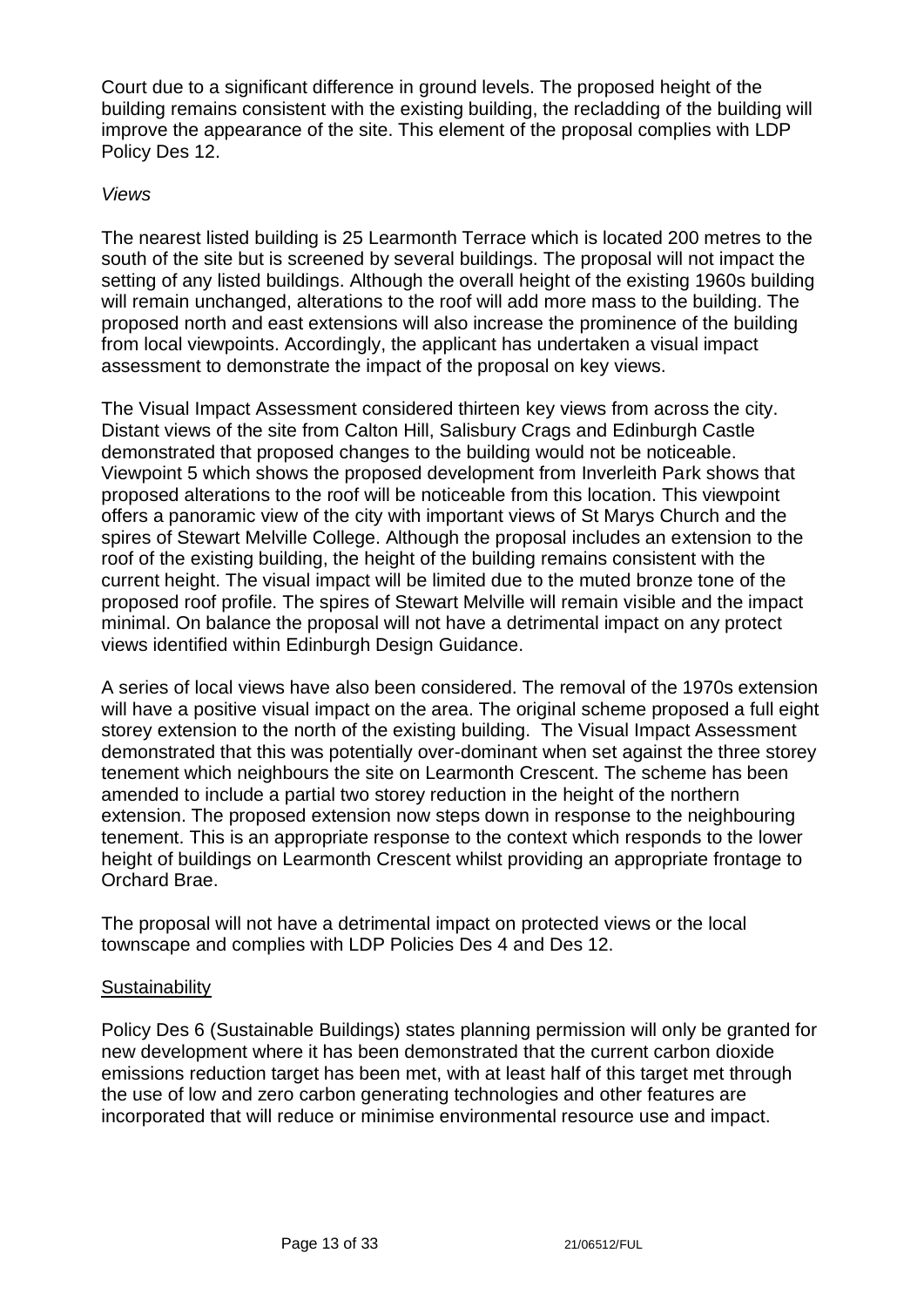Court due to a significant difference in ground levels. The proposed height of the building remains consistent with the existing building, the recladding of the building will improve the appearance of the site. This element of the proposal complies with LDP Policy Des 12.

*Views*

The nearest listed building is 25 Learmonth Terrace which is located 200 metres to the south of the site but is screened by several buildings. The proposal will not impact the setting of any listed buildings. Although the overall height of the existing 1960s building will remain unchanged, alterations to the roof will add more mass to the building. The proposed north and east extensions will also increase the prominence of the building from local viewpoints. Accordingly, the applicant has undertaken a visual impact assessment to demonstrate the impact of the proposal on key views.

The Visual Impact Assessment considered thirteen key views from across the city. Distant views of the site from Calton Hill, Salisbury Crags and Edinburgh Castle demonstrated that proposed changes to the building would not be noticeable. Viewpoint 5 which shows the proposed development from Inverleith Park shows that proposed alterations to the roof will be noticeable from this location. This viewpoint offers a panoramic view of the city with important views of St Marys Church and the spires of Stewart Melville College. Although the proposal includes an extension to the roof of the existing building, the height of the building remains consistent with the current height. The visual impact will be limited due to the muted bronze tone of the proposed roof profile. The spires of Stewart Melville will remain visible and the impact minimal. On balance the proposal will not have a detrimental impact on any protect views identified within Edinburgh Design Guidance.

A series of local views have also been considered. The removal of the 1970s extension will have a positive visual impact on the area. The original scheme proposed a full eight storey extension to the north of the existing building. The Visual Impact Assessment demonstrated that this was potentially over-dominant when set against the three storey tenement which neighbours the site on Learmonth Crescent. The scheme has been amended to include a partial two storey reduction in the height of the northern extension. The proposed extension now steps down in response to the neighbouring tenement. This is an appropriate response to the context which responds to the lower height of buildings on Learmonth Crescent whilst providing an appropriate frontage to Orchard Brae.

The proposal will not have a detrimental impact on protected views or the local townscape and complies with LDP Policies Des 4 and Des 12.

<u>Sustainability</u>

Policy Des 6 (Sustainable Buildings) states planning permission will only be granted for new development where it has been demonstrated that the current carbon dioxide emissions reduction target has been met, with at least half of this target met through the use of low and zero carbon generating technologies and other features are incorporated that will reduce or minimise environmental resource use and impact.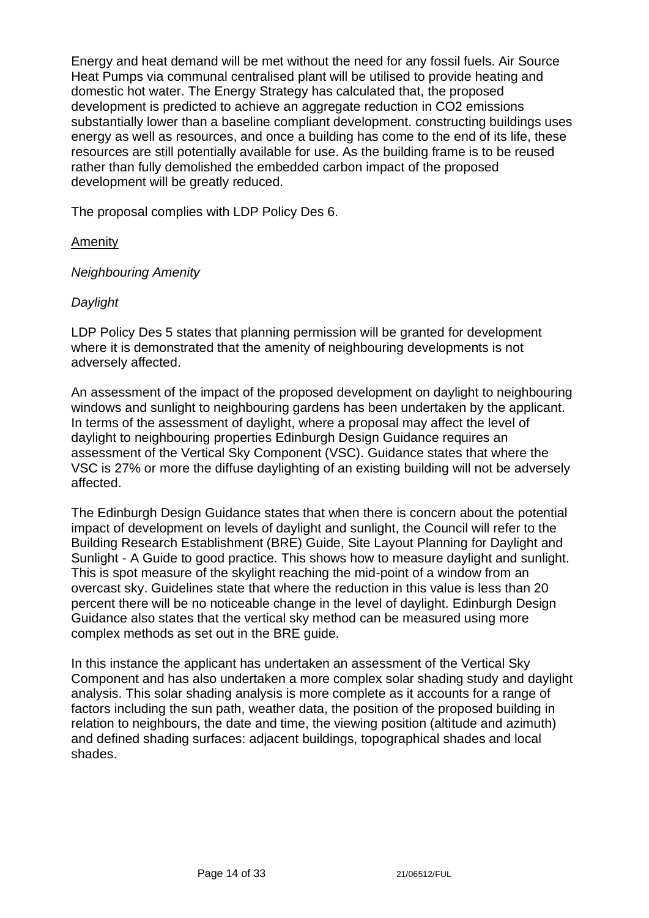Energy and heat demand will be met without the need for any fossil fuels. Air Source Heat Pumps via communal centralised plant will be utilised to provide heating and domestic hot water. The Energy Strategy has calculated that, the proposed development is predicted to achieve an aggregate reduction in $CO_2$ emissions substantially lower than a baseline compliant development. constructing buildings uses energy as well as resources, and once a building has come to the end of its life, these resources are still potentially available for use. As the building frame is to be reused rather than fully demolished the embedded carbon impact of the proposed development will be greatly reduced.

The proposal complies with LDP Policy Des 6.

## Amenity

### *Neighbouring Amenity*

#### *Daylight*

LDP Policy Des 5 states that planning permission will be granted for development where it is demonstrated that the amenity of neighbouring developments is not adversely affected.

An assessment of the impact of the proposed development on daylight to neighbouring windows and sunlight to neighbouring gardens has been undertaken by the applicant. In terms of the assessment of daylight, where a proposal may affect the level of daylight to neighbouring properties Edinburgh Design Guidance requires an assessment of the Vertical Sky Component (VSC). Guidance states that where the VSC is 27% or more the diffuse daylighting of an existing building will not be adversely affected.

The Edinburgh Design Guidance states that when there is concern about the potential impact of development on levels of daylight and sunlight, the Council will refer to the Building Research Establishment (BRE) Guide, Site Layout Planning for Daylight and Sunlight - A Guide to good practice. This shows how to measure daylight and sunlight. This is spot measure of the skylight reaching the mid-point of a window from an overcast sky. Guidelines state that where the reduction in this value is less than 20 percent there will be no noticeable change in the level of daylight. Edinburgh Design Guidance also states that the vertical sky method can be measured using more complex methods as set out in the BRE guide.

In this instance the applicant has undertaken an assessment of the Vertical Sky Component and has also undertaken a more complex solar shading study and daylight analysis. This solar shading analysis is more complete as it accounts for a range of factors including the sun path, weather data, the position of the proposed building in relation to neighbours, the date and time, the viewing position (altitude and azimuth) and defined shading surfaces: adjacent buildings, topographical shades and local shades.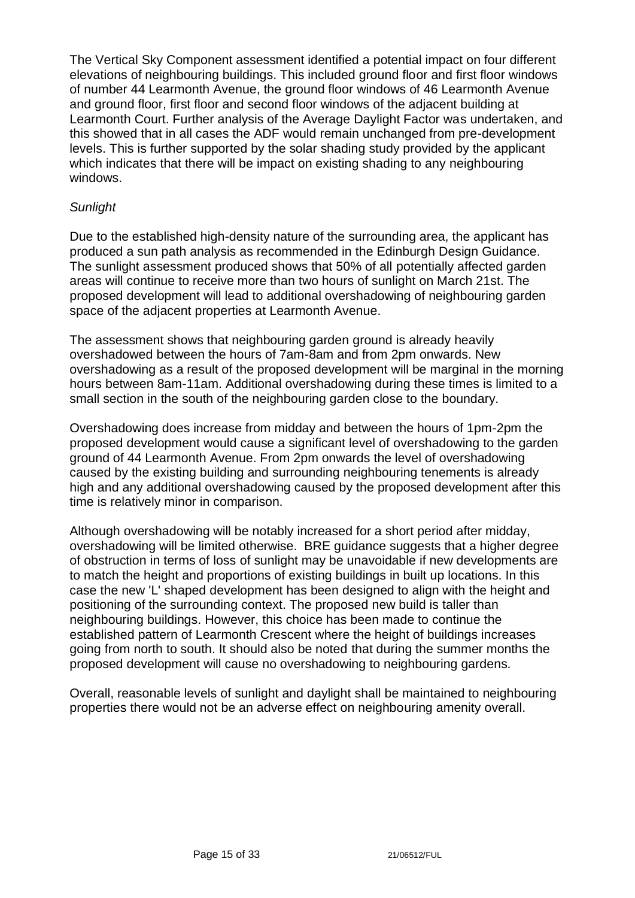The Vertical Sky Component assessment identified a potential impact on four different elevations of neighbouring buildings. This included ground floor and first floor windows of number 44 Learmonth Avenue, the ground floor windows of 46 Learmonth Avenue and ground floor, first floor and second floor windows of the adjacent building at Learmonth Court. Further analysis of the Average Daylight Factor was undertaken, and this showed that in all cases the ADF would remain unchanged from pre-development levels. This is further supported by the solar shading study provided by the applicant which indicates that there will be impact on existing shading to any neighbouring windows.

*Sunlight*

Due to the established high-density nature of the surrounding area, the applicant has produced a sun path analysis as recommended in the Edinburgh Design Guidance. The sunlight assessment produced shows that 50% of all potentially affected garden areas will continue to receive more than two hours of sunlight on March 21st. The proposed development will lead to additional overshadowing of neighbouring garden space of the adjacent properties at Learmonth Avenue.

The assessment shows that neighbouring garden ground is already heavily overshadowed between the hours of 7am-8am and from 2pm onwards. New overshadowing as a result of the proposed development will be marginal in the morning hours between 8am-11am. Additional overshadowing during these times is limited to a small section in the south of the neighbouring garden close to the boundary.

Overshadowing does increase from midday and between the hours of 1pm-2pm the proposed development would cause a significant level of overshadowing to the garden ground of 44 Learmonth Avenue. From 2pm onwards the level of overshadowing caused by the existing building and surrounding neighbouring tenements is already high and any additional overshadowing caused by the proposed development after this time is relatively minor in comparison.

Although overshadowing will be notably increased for a short period after midday, overshadowing will be limited otherwise. BRE guidance suggests that a higher degree of obstruction in terms of loss of sunlight may be unavoidable if new developments are to match the height and proportions of existing buildings in built up locations. In this case the new 'L' shaped development has been designed to align with the height and positioning of the surrounding context. The proposed new build is taller than neighbouring buildings. However, this choice has been made to continue the established pattern of Learmonth Crescent where the height of buildings increases going from north to south. It should also be noted that during the summer months the proposed development will cause no overshadowing to neighbouring gardens.

Overall, reasonable levels of sunlight and daylight shall be maintained to neighbouring properties there would not be an adverse effect on neighbouring amenity overall.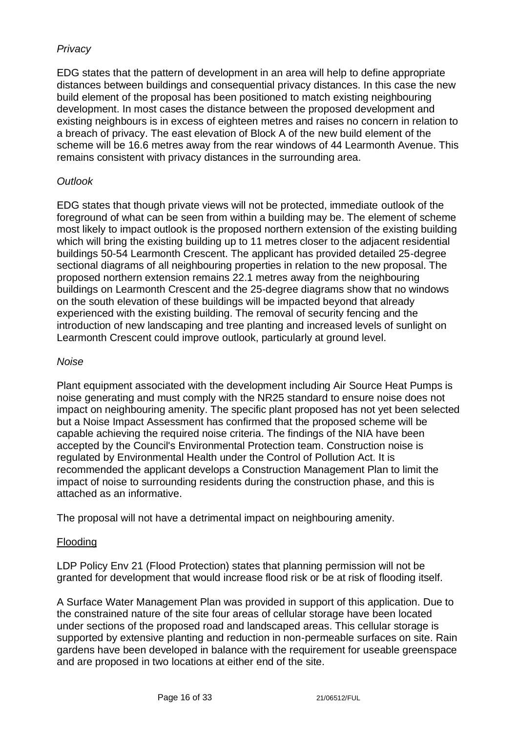*Privacy*

EDG states that the pattern of development in an area will help to define appropriate distances between buildings and consequential privacy distances. In this case the new build element of the proposal has been positioned to match existing neighbouring development. In most cases the distance between the proposed development and existing neighbours is in excess of eighteen metres and raises no concern in relation to a breach of privacy. The east elevation of Block A of the new build element of the scheme will be 16.6 metres away from the rear windows of 44 Learmonth Avenue. This remains consistent with privacy distances in the surrounding area.

*Outlook*

EDG states that though private views will not be protected, immediate outlook of the foreground of what can be seen from within a building may be. The element of scheme most likely to impact outlook is the proposed northern extension of the existing building which will bring the existing building up to 11 metres closer to the adjacent residential buildings 50-54 Learmonth Crescent. The applicant has provided detailed 25-degree sectional diagrams of all neighbouring properties in relation to the new proposal. The proposed northern extension remains 22.1 metres away from the neighbouring buildings on Learmonth Crescent and the 25-degree diagrams show that no windows on the south elevation of these buildings will be impacted beyond that already experienced with the existing building. The removal of security fencing and the introduction of new landscaping and tree planting and increased levels of sunlight on Learmonth Crescent could improve outlook, particularly at ground level.

*Noise*

Plant equipment associated with the development including Air Source Heat Pumps is noise generating and must comply with the NR25 standard to ensure noise does not impact on neighbouring amenity. The specific plant proposed has not yet been selected but a Noise Impact Assessment has confirmed that the proposed scheme will be capable achieving the required noise criteria. The findings of the NIA have been accepted by the Council's Environmental Protection team. Construction noise is regulated by Environmental Health under the Control of Pollution Act. It is recommended the applicant develops a Construction Management Plan to limit the impact of noise to surrounding residents during the construction phase, and this is attached as an informative.

The proposal will not have a detrimental impact on neighbouring amenity.

<u>Flooding</u>

LDP Policy Env 21 (Flood Protection) states that planning permission will not be granted for development that would increase flood risk or be at risk of flooding itself.

A Surface Water Management Plan was provided in support of this application. Due to the constrained nature of the site four areas of cellular storage have been located under sections of the proposed road and landscaped areas. This cellular storage is supported by extensive planting and reduction in non-permeable surfaces on site. Rain gardens have been developed in balance with the requirement for useable greenspace and are proposed in two locations at either end of the site.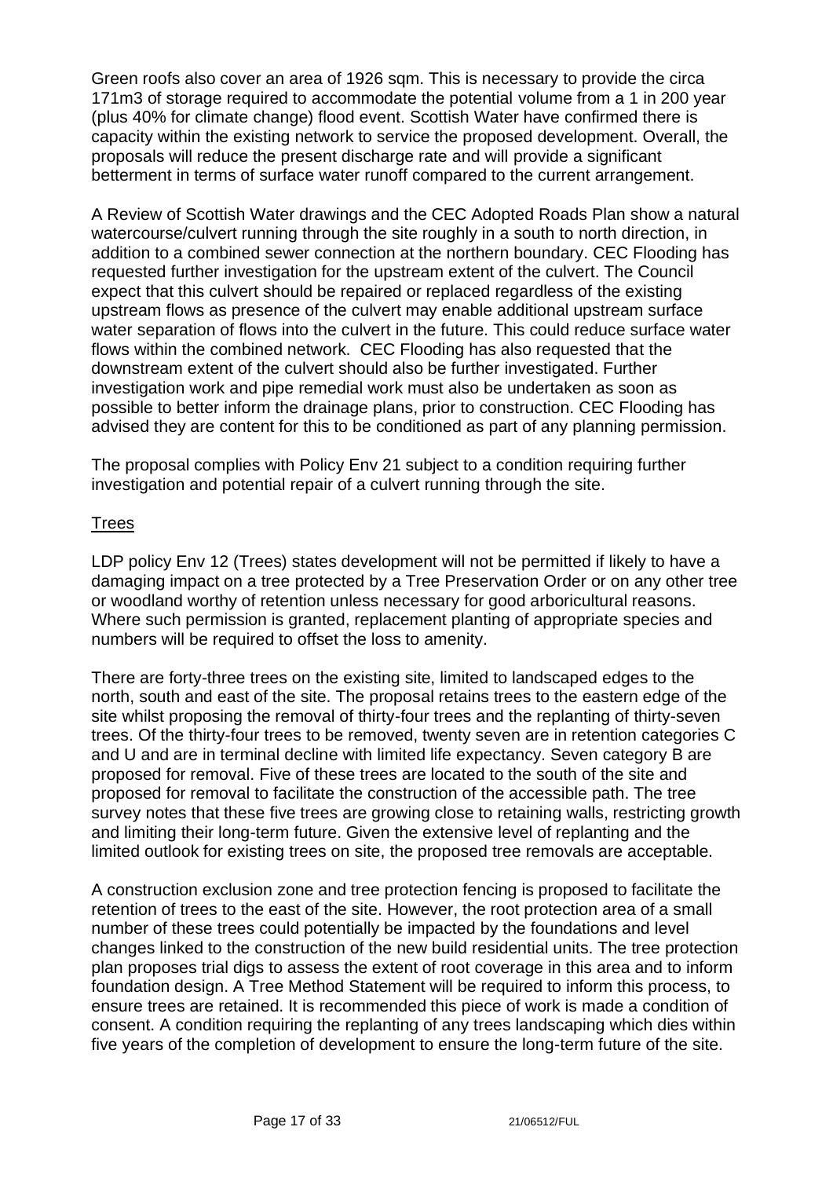Green roofs also cover an area of 1926 sqm. This is necessary to provide the circa 171m3 of storage required to accommodate the potential volume from a 1 in 200 year (plus 40% for climate change) flood event. Scottish Water have confirmed there is capacity within the existing network to service the proposed development. Overall, the proposals will reduce the present discharge rate and will provide a significant betterment in terms of surface water runoff compared to the current arrangement.

A Review of Scottish Water drawings and the CEC Adopted Roads Plan show a natural watercourse/culvert running through the site roughly in a south to north direction, in addition to a combined sewer connection at the northern boundary. CEC Flooding has requested further investigation for the upstream extent of the culvert. The Council expect that this culvert should be repaired or replaced regardless of the existing upstream flows as presence of the culvert may enable additional upstream surface water separation of flows into the culvert in the future. This could reduce surface water flows within the combined network. CEC Flooding has also requested that the downstream extent of the culvert should also be further investigated. Further investigation work and pipe remedial work must also be undertaken as soon as possible to better inform the drainage plans, prior to construction. CEC Flooding has advised they are content for this to be conditioned as part of any planning permission.

The proposal complies with Policy Env 21 subject to a condition requiring further investigation and potential repair of a culvert running through the site.

## Trees

LDP policy Env 12 (Trees) states development will not be permitted if likely to have a damaging impact on a tree protected by a Tree Preservation Order or on any other tree or woodland worthy of retention unless necessary for good arboricultural reasons. Where such permission is granted, replacement planting of appropriate species and numbers will be required to offset the loss to amenity.

There are forty-three trees on the existing site, limited to landscaped edges to the north, south and east of the site. The proposal retains trees to the eastern edge of the site whilst proposing the removal of thirty-four trees and the replanting of thirty-seven trees. Of the thirty-four trees to be removed, twenty seven are in retention categories C and U and are in terminal decline with limited life expectancy. Seven category B are proposed for removal. Five of these trees are located to the south of the site and proposed for removal to facilitate the construction of the accessible path. The tree survey notes that these five trees are growing close to retaining walls, restricting growth and limiting their long-term future. Given the extensive level of replanting and the limited outlook for existing trees on site, the proposed tree removals are acceptable.

A construction exclusion zone and tree protection fencing is proposed to facilitate the retention of trees to the east of the site. However, the root protection area of a small number of these trees could potentially be impacted by the foundations and level changes linked to the construction of the new build residential units. The tree protection plan proposes trial digs to assess the extent of root coverage in this area and to inform foundation design. A Tree Method Statement will be required to inform this process, to ensure trees are retained. It is recommended this piece of work is made a condition of consent. A condition requiring the replanting of any trees landscaping which dies within five years of the completion of development to ensure the long-term future of the site.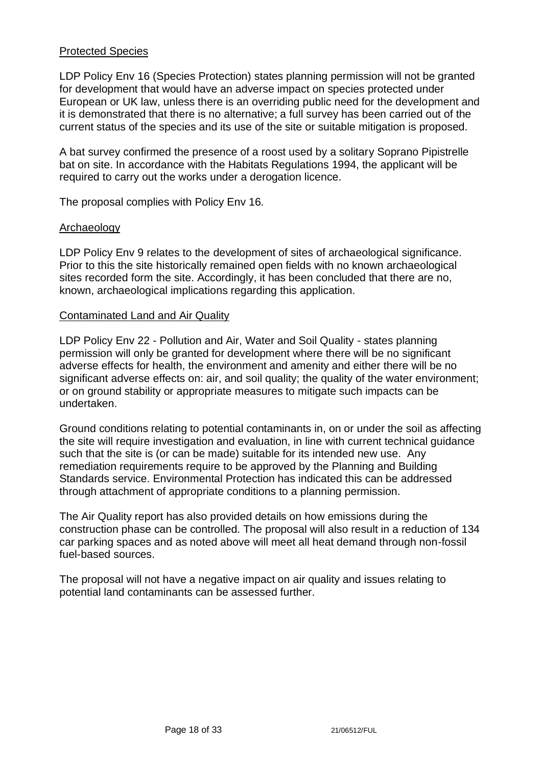## Protected Species

LDP Policy Env 16 (Species Protection) states planning permission will not be granted for development that would have an adverse impact on species protected under European or UK law, unless there is an overriding public need for the development and it is demonstrated that there is no alternative; a full survey has been carried out of the current status of the species and its use of the site or suitable mitigation is proposed.

A bat survey confirmed the presence of a roost used by a solitary Soprano Pipistrelle bat on site. In accordance with the Habitats Regulations 1994, the applicant will be required to carry out the works under a derogation licence.

The proposal complies with Policy Env 16.

## Archaeology

LDP Policy Env 9 relates to the development of sites of archaeological significance. Prior to this the site historically remained open fields with no known archaeological sites recorded form the site. Accordingly, it has been concluded that there are no, known, archaeological implications regarding this application.

## Contaminated Land and Air Quality

LDP Policy Env 22 - Pollution and Air, Water and Soil Quality - states planning permission will only be granted for development where there will be no significant adverse effects for health, the environment and amenity and either there will be no significant adverse effects on: air, and soil quality; the quality of the water environment; or on ground stability or appropriate measures to mitigate such impacts can be undertaken.

Ground conditions relating to potential contaminants in, on or under the soil as affecting the site will require investigation and evaluation, in line with current technical guidance such that the site is (or can be made) suitable for its intended new use. Any remediation requirements require to be approved by the Planning and Building Standards service. Environmental Protection has indicated this can be addressed through attachment of appropriate conditions to a planning permission.

The Air Quality report has also provided details on how emissions during the construction phase can be controlled. The proposal will also result in a reduction of 134 car parking spaces and as noted above will meet all heat demand through non-fossil fuel-based sources.

The proposal will not have a negative impact on air quality and issues relating to potential land contaminants can be assessed further.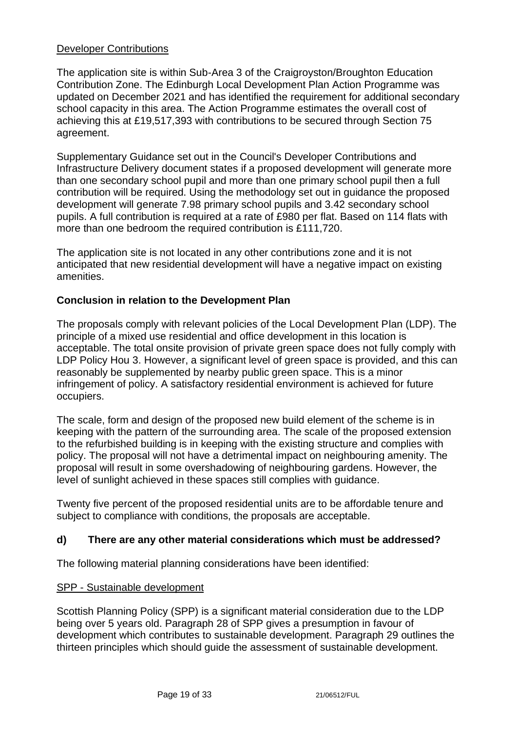Developer Contributions

The application site is within Sub-Area 3 of the Craigroyston/Broughton Education Contribution Zone. The Edinburgh Local Development Plan Action Programme was updated on December 2021 and has identified the requirement for additional secondary school capacity in this area. The Action Programme estimates the overall cost of achieving this at £19,517,393 with contributions to be secured through Section 75 agreement.

Supplementary Guidance set out in the Council's Developer Contributions and Infrastructure Delivery document states if a proposed development will generate more than one secondary school pupil and more than one primary school pupil then a full contribution will be required. Using the methodology set out in guidance the proposed development will generate 7.98 primary school pupils and 3.42 secondary school pupils. A full contribution is required at a rate of £980 per flat. Based on 114 flats with more than one bedroom the required contribution is £111,720.

The application site is not located in any other contributions zone and it is not anticipated that new residential development will have a negative impact on existing amenities.

**Conclusion in relation to the Development Plan**

The proposals comply with relevant policies of the Local Development Plan (LDP). The principle of a mixed use residential and office development in this location is acceptable. The total onsite provision of private green space does not fully comply with LDP Policy Hou 3. However, a significant level of green space is provided, and this can reasonably be supplemented by nearby public green space. This is a minor infringement of policy. A satisfactory residential environment is achieved for future occupiers.

The scale, form and design of the proposed new build element of the scheme is in keeping with the pattern of the surrounding area. The scale of the proposed extension to the refurbished building is in keeping with the existing structure and complies with policy. The proposal will not have a detrimental impact on neighbouring amenity. The proposal will result in some overshadowing of neighbouring gardens. However, the level of sunlight achieved in these spaces still complies with guidance.

Twenty five percent of the proposed residential units are to be affordable tenure and subject to compliance with conditions, the proposals are acceptable.

### d) There are any other material considerations which must be addressed?

The following material planning considerations have been identified:

SPP - Sustainable development

Scottish Planning Policy (SPP) is a significant material consideration due to the LDP being over 5 years old. Paragraph 28 of SPP gives a presumption in favour of development which contributes to sustainable development. Paragraph 29 outlines the thirteen principles which should guide the assessment of sustainable development.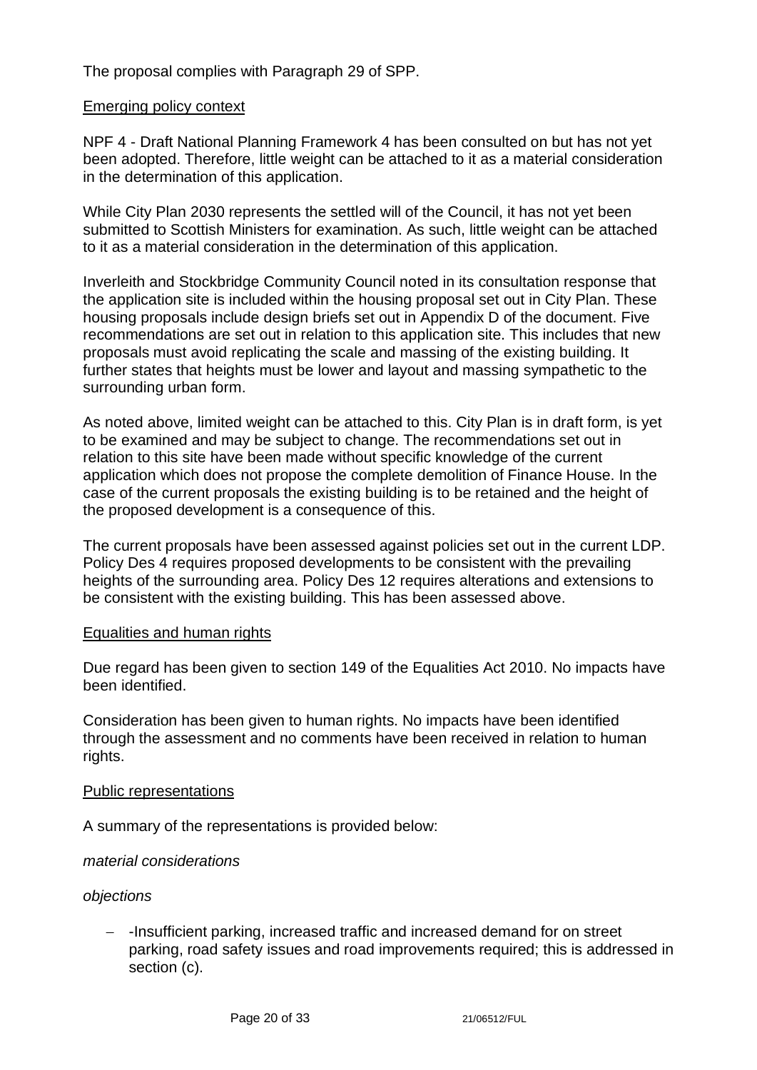The proposal complies with Paragraph 29 of SPP.

Emerging policy context

NPF 4 - Draft National Planning Framework 4 has been consulted on but has not yet been adopted. Therefore, little weight can be attached to it as a material consideration in the determination of this application.

While City Plan 2030 represents the settled will of the Council, it has not yet been submitted to Scottish Ministers for examination. As such, little weight can be attached to it as a material consideration in the determination of this application.

Inverleith and Stockbridge Community Council noted in its consultation response that the application site is included within the housing proposal set out in City Plan. These housing proposals include design briefs set out in Appendix D of the document. Five recommendations are set out in relation to this application site. This includes that new proposals must avoid replicating the scale and massing of the existing building. It further states that heights must be lower and layout and massing sympathetic to the surrounding urban form.

As noted above, limited weight can be attached to this. City Plan is in draft form, is yet to be examined and may be subject to change. The recommendations set out in relation to this site have been made without specific knowledge of the current application which does not propose the complete demolition of Finance House. In the case of the current proposals the existing building is to be retained and the height of the proposed development is a consequence of this.

The current proposals have been assessed against policies set out in the current LDP. Policy Des 4 requires proposed developments to be consistent with the prevailing heights of the surrounding area. Policy Des 12 requires alterations and extensions to be consistent with the existing building. This has been assessed above.

Equalities and human rights

Due regard has been given to section 149 of the Equalities Act 2010. No impacts have been identified.

Consideration has been given to human rights. No impacts have been identified through the assessment and no comments have been received in relation to human rights.

Public representations

A summary of the representations is provided below:

*material considerations*

*objections*

- -Insufficient parking, increased traffic and increased demand for on street parking, road safety issues and road improvements required; this is addressed in section (c).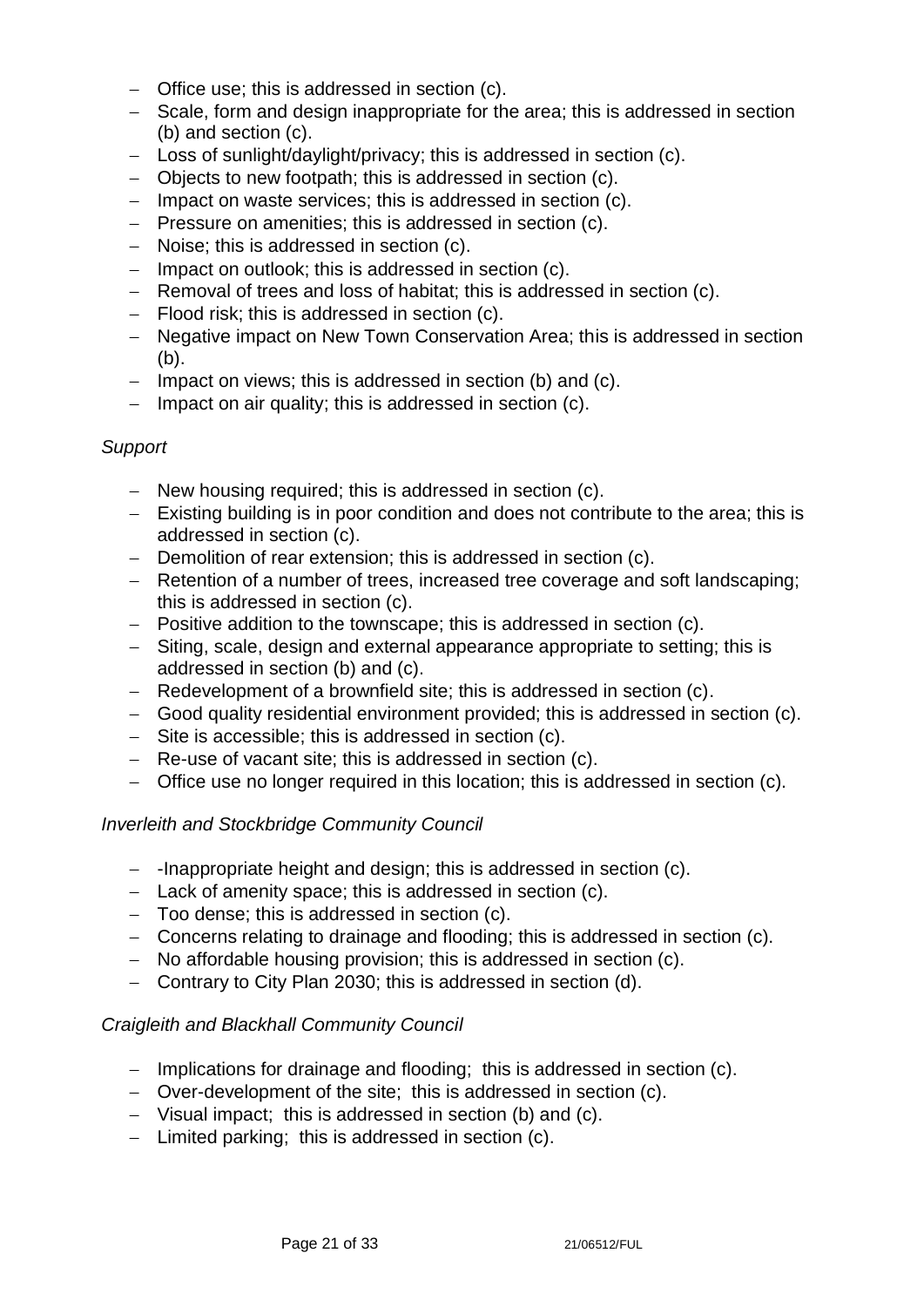- Office use; this is addressed in section (c).
- Scale, form and design inappropriate for the area; this is addressed in section (b) and section (c).
- Loss of sunlight/daylight/privacy; this is addressed in section (c).
- Objects to new footpath; this is addressed in section (c).
- Impact on waste services; this is addressed in section (c).
- Pressure on amenities; this is addressed in section (c).
- Noise; this is addressed in section (c).
- Impact on outlook; this is addressed in section (c).
- Removal of trees and loss of habitat; this is addressed in section (c).
- Flood risk; this is addressed in section (c).
- Negative impact on New Town Conservation Area; this is addressed in section (b).
- Impact on views; this is addressed in section (b) and (c).
- Impact on air quality; this is addressed in section (c).

*Support*

- New housing required; this is addressed in section (c).
- Existing building is in poor condition and does not contribute to the area; this is addressed in section (c).
- Demolition of rear extension; this is addressed in section (c).
- Retention of a number of trees, increased tree coverage and soft landscaping; this is addressed in section (c).
- Positive addition to the townscape; this is addressed in section (c).
- Siting, scale, design and external appearance appropriate to setting; this is addressed in section (b) and (c).
- Redevelopment of a brownfield site; this is addressed in section (c).
- Good quality residential environment provided; this is addressed in section (c).
- Site is accessible; this is addressed in section (c).
- Re-use of vacant site; this is addressed in section (c).
- Office use no longer required in this location; this is addressed in section (c).

*Inverleith and Stockbridge Community Council*

- -Inappropriate height and design; this is addressed in section (c).
- Lack of amenity space; this is addressed in section (c).
- Too dense; this is addressed in section (c).
- Concerns relating to drainage and flooding; this is addressed in section (c).
- No affordable housing provision; this is addressed in section (c).
- Contrary to City Plan 2030; this is addressed in section (d).

*Craigleith and Blackhall Community Council*

- Implications for drainage and flooding; this is addressed in section (c).
- Over-development of the site; this is addressed in section (c).
- Visual impact; this is addressed in section (b) and (c).
- Limited parking; this is addressed in section (c).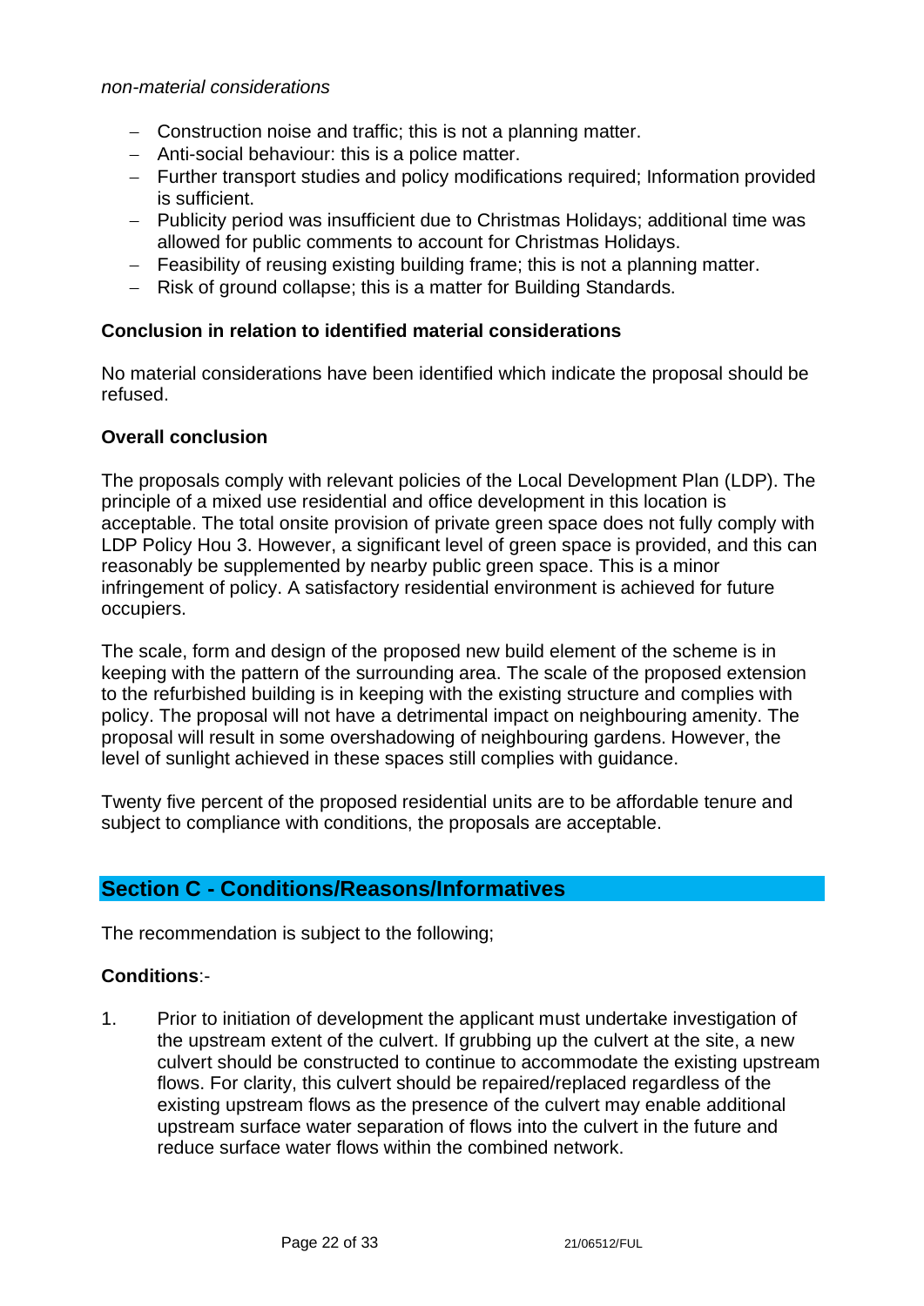*non-material considerations*

- Construction noise and traffic; this is not a planning matter.
- Anti-social behaviour: this is a police matter.
- Further transport studies and policy modifications required; Information provided is sufficient.
- Publicity period was insufficient due to Christmas Holidays; additional time was allowed for public comments to account for Christmas Holidays.
- Feasibility of reusing existing building frame; this is not a planning matter.
- Risk of ground collapse; this is a matter for Building Standards.

**Conclusion in relation to identified material considerations**

No material considerations have been identified which indicate the proposal should be refused.

**Overall conclusion**

The proposals comply with relevant policies of the Local Development Plan (LDP). The principle of a mixed use residential and office development in this location is acceptable. The total onsite provision of private green space does not fully comply with LDP Policy Hou 3. However, a significant level of green space is provided, and this can reasonably be supplemented by nearby public green space. This is a minor infringement of policy. A satisfactory residential environment is achieved for future occupiers.

The scale, form and design of the proposed new build element of the scheme is in keeping with the pattern of the surrounding area. The scale of the proposed extension to the refurbished building is in keeping with the existing structure and complies with policy. The proposal will not have a detrimental impact on neighbouring amenity. The proposal will result in some overshadowing of neighbouring gardens. However, the level of sunlight achieved in these spaces still complies with guidance.

Twenty five percent of the proposed residential units are to be affordable tenure and subject to compliance with conditions, the proposals are acceptable.

## Section C - Conditions/Reasons/Informatives

The recommendation is subject to the following;

**Conditions**:-

1. Prior to initiation of development the applicant must undertake investigation of the upstream extent of the culvert. If grubbing up the culvert at the site, a new culvert should be constructed to continue to accommodate the existing upstream flows. For clarity, this culvert should be repaired/replaced regardless of the existing upstream flows as the presence of the culvert may enable additional upstream surface water separation of flows into the culvert in the future and reduce surface water flows within the combined network.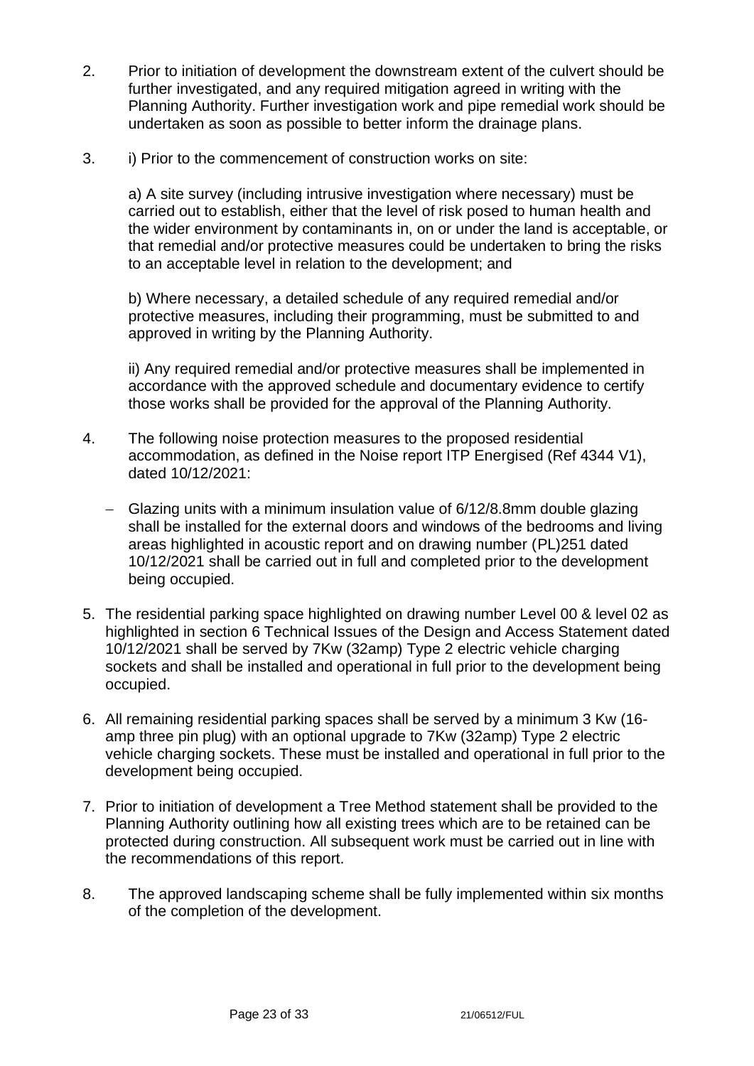2. Prior to initiation of development the downstream extent of the culvert should be further investigated, and any required mitigation agreed in writing with the Planning Authority. Further investigation work and pipe remedial work should be undertaken as soon as possible to better inform the drainage plans.

3. i) Prior to the commencement of construction works on site:

   a) A site survey (including intrusive investigation where necessary) must be carried out to establish, either that the level of risk posed to human health and the wider environment by contaminants in, on or under the land is acceptable, or that remedial and/or protective measures could be undertaken to bring the risks to an acceptable level in relation to the development; and

   b) Where necessary, a detailed schedule of any required remedial and/or protective measures, including their programming, must be submitted to and approved in writing by the Planning Authority.

   ii) Any required remedial and/or protective measures shall be implemented in accordance with the approved schedule and documentary evidence to certify those works shall be provided for the approval of the Planning Authority.

4. The following noise protection measures to the proposed residential accommodation, as defined in the Noise report ITP Energised (Ref 4344 V1), dated 10/12/2021:

   - Glazing units with a minimum insulation value of 6/12/8.8mm double glazing shall be installed for the external doors and windows of the bedrooms and living areas highlighted in acoustic report and on drawing number (PL)251 dated 10/12/2021 shall be carried out in full and completed prior to the development being occupied.

5. The residential parking space highlighted on drawing number Level 00 & level 02 as highlighted in section 6 Technical Issues of the Design and Access Statement dated 10/12/2021 shall be served by 7Kw (32amp) Type 2 electric vehicle charging sockets and shall be installed and operational in full prior to the development being occupied.

6. All remaining residential parking spaces shall be served by a minimum 3 Kw (16-amp three pin plug) with an optional upgrade to 7Kw (32amp) Type 2 electric vehicle charging sockets. These must be installed and operational in full prior to the development being occupied.

7. Prior to initiation of development a Tree Method statement shall be provided to the Planning Authority outlining how all existing trees which are to be retained can be protected during construction. All subsequent work must be carried out in line with the recommendations of this report.

8. The approved landscaping scheme shall be fully implemented within six months of the completion of the development.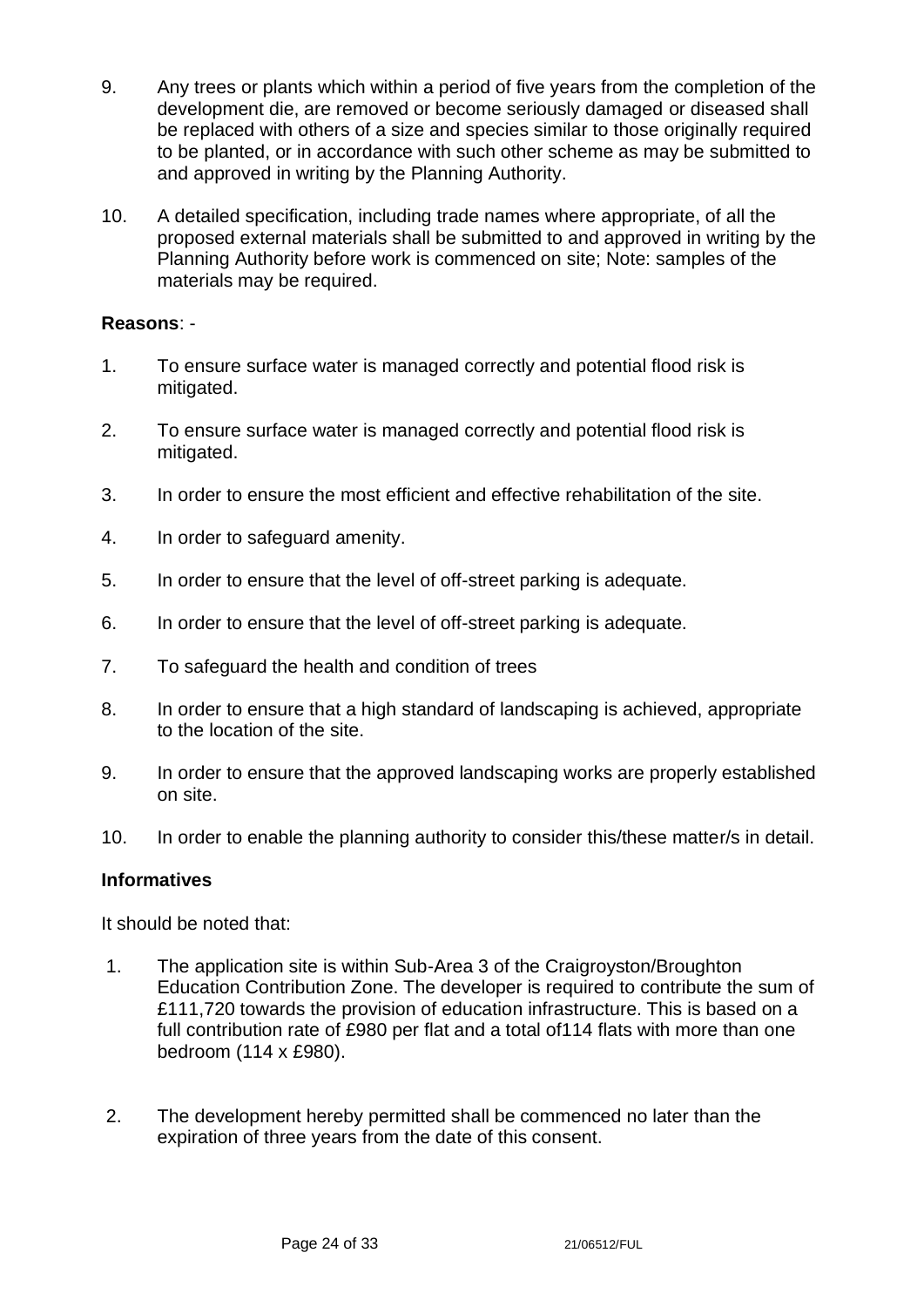9. Any trees or plants which within a period of five years from the completion of the development die, are removed or become seriously damaged or diseased shall be replaced with others of a size and species similar to those originally required to be planted, or in accordance with such other scheme as may be submitted to and approved in writing by the Planning Authority.

10. A detailed specification, including trade names where appropriate, of all the proposed external materials shall be submitted to and approved in writing by the Planning Authority before work is commenced on site; Note: samples of the materials may be required.

**Reasons**: -

1. To ensure surface water is managed correctly and potential flood risk is mitigated.

2. To ensure surface water is managed correctly and potential flood risk is mitigated.

3. In order to ensure the most efficient and effective rehabilitation of the site.

4. In order to safeguard amenity.

5. In order to ensure that the level of off-street parking is adequate.

6. In order to ensure that the level of off-street parking is adequate.

7. To safeguard the health and condition of trees

8. In order to ensure that a high standard of landscaping is achieved, appropriate to the location of the site.

9. In order to ensure that the approved landscaping works are properly established on site.

10. In order to enable the planning authority to consider this/these matter/s in detail.

**Informatives**

It should be noted that:

1. The application site is within Sub-Area 3 of the Craigroyston/Broughton Education Contribution Zone. The developer is required to contribute the sum of £111,720 towards the provision of education infrastructure. This is based on a full contribution rate of £980 per flat and a total of114 flats with more than one bedroom (114 x £980).

2. The development hereby permitted shall be commenced no later than the expiration of three years from the date of this consent.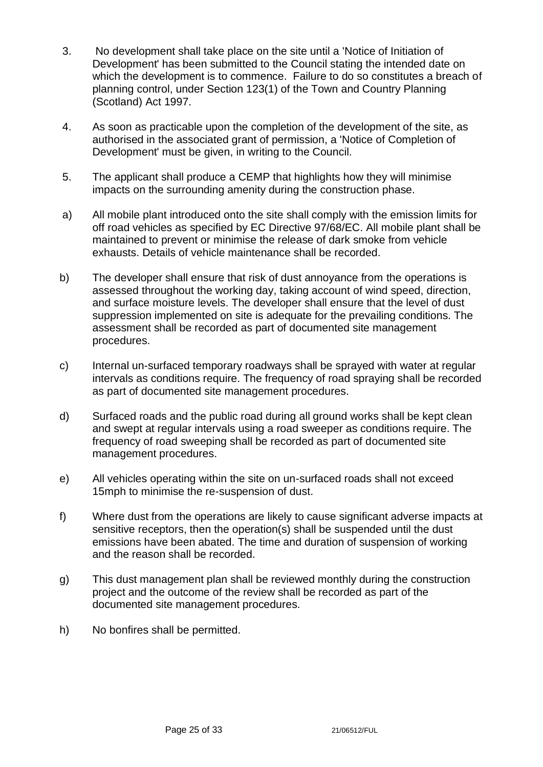3. No development shall take place on the site until a 'Notice of Initiation of Development' has been submitted to the Council stating the intended date on which the development is to commence. Failure to do so constitutes a breach of planning control, under Section 123(1) of the Town and Country Planning (Scotland) Act 1997.

4. As soon as practicable upon the completion of the development of the site, as authorised in the associated grant of permission, a 'Notice of Completion of Development' must be given, in writing to the Council.

5. The applicant shall produce a CEMP that highlights how they will minimise impacts on the surrounding amenity during the construction phase.

a) All mobile plant introduced onto the site shall comply with the emission limits for off road vehicles as specified by EC Directive 97/68/EC. All mobile plant shall be maintained to prevent or minimise the release of dark smoke from vehicle exhausts. Details of vehicle maintenance shall be recorded.

b) The developer shall ensure that risk of dust annoyance from the operations is assessed throughout the working day, taking account of wind speed, direction, and surface moisture levels. The developer shall ensure that the level of dust suppression implemented on site is adequate for the prevailing conditions. The assessment shall be recorded as part of documented site management procedures.

c) Internal un-surfaced temporary roadways shall be sprayed with water at regular intervals as conditions require. The frequency of road spraying shall be recorded as part of documented site management procedures.

d) Surfaced roads and the public road during all ground works shall be kept clean and swept at regular intervals using a road sweeper as conditions require. The frequency of road sweeping shall be recorded as part of documented site management procedures.

e) All vehicles operating within the site on un-surfaced roads shall not exceed 15mph to minimise the re-suspension of dust.

f) Where dust from the operations are likely to cause significant adverse impacts at sensitive receptors, then the operation(s) shall be suspended until the dust emissions have been abated. The time and duration of suspension of working and the reason shall be recorded.

g) This dust management plan shall be reviewed monthly during the construction project and the outcome of the review shall be recorded as part of the documented site management procedures.

h) No bonfires shall be permitted.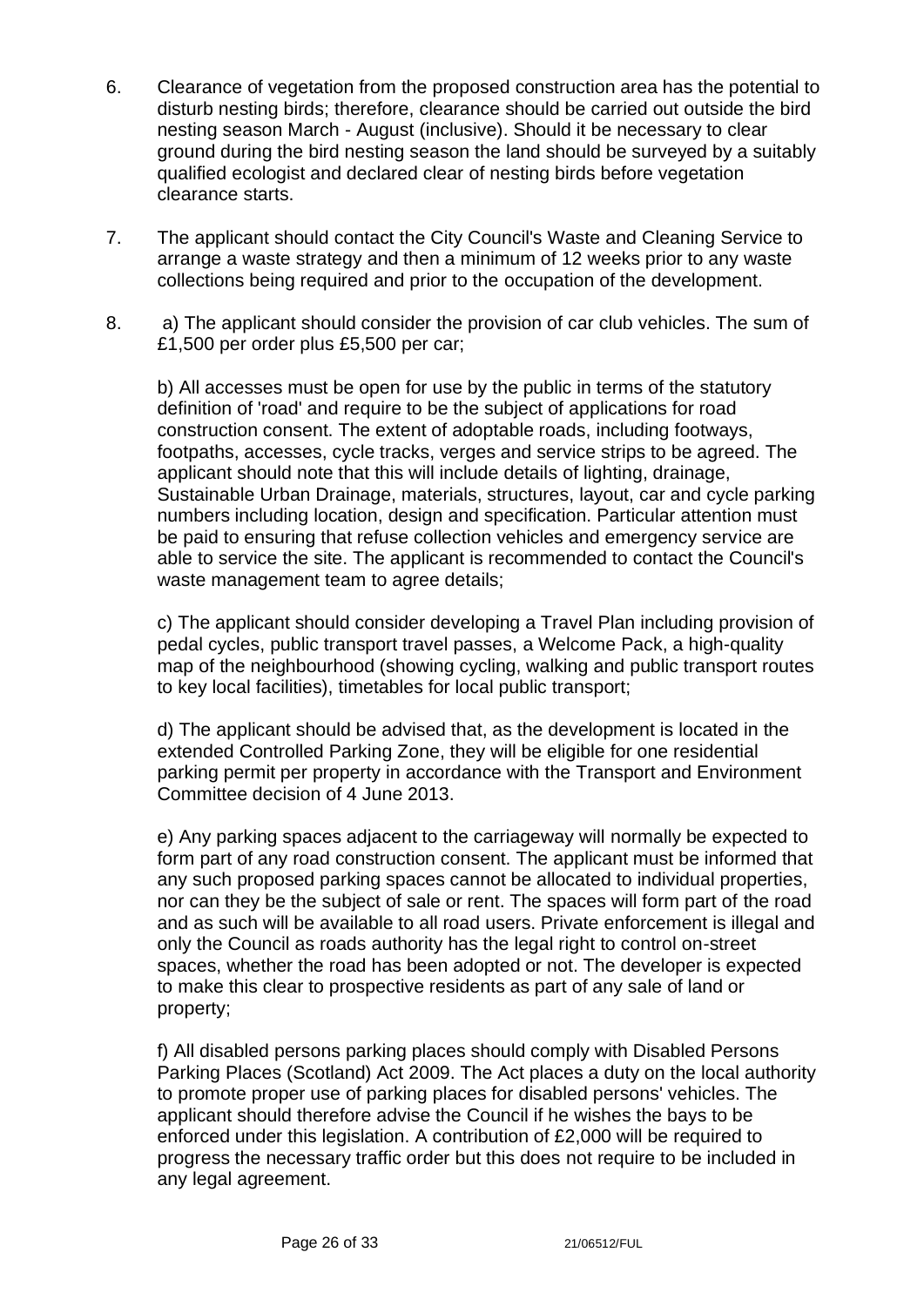6. Clearance of vegetation from the proposed construction area has the potential to disturb nesting birds; therefore, clearance should be carried out outside the bird nesting season March - August (inclusive). Should it be necessary to clear ground during the bird nesting season the land should be surveyed by a suitably qualified ecologist and declared clear of nesting birds before vegetation clearance starts.

7. The applicant should contact the City Council's Waste and Cleaning Service to arrange a waste strategy and then a minimum of 12 weeks prior to any waste collections being required and prior to the occupation of the development.

8. a) The applicant should consider the provision of car club vehicles. The sum of £1,500 per order plus £5,500 per car;

   b) All accesses must be open for use by the public in terms of the statutory definition of 'road' and require to be the subject of applications for road construction consent. The extent of adoptable roads, including footways, footpaths, accesses, cycle tracks, verges and service strips to be agreed. The applicant should note that this will include details of lighting, drainage, Sustainable Urban Drainage, materials, structures, layout, car and cycle parking numbers including location, design and specification. Particular attention must be paid to ensuring that refuse collection vehicles and emergency service are able to service the site. The applicant is recommended to contact the Council's waste management team to agree details;

   c) The applicant should consider developing a Travel Plan including provision of pedal cycles, public transport travel passes, a Welcome Pack, a high-quality map of the neighbourhood (showing cycling, walking and public transport routes to key local facilities), timetables for local public transport;

   d) The applicant should be advised that, as the development is located in the extended Controlled Parking Zone, they will be eligible for one residential parking permit per property in accordance with the Transport and Environment Committee decision of 4 June 2013.

   e) Any parking spaces adjacent to the carriageway will normally be expected to form part of any road construction consent. The applicant must be informed that any such proposed parking spaces cannot be allocated to individual properties, nor can they be the subject of sale or rent. The spaces will form part of the road and as such will be available to all road users. Private enforcement is illegal and only the Council as roads authority has the legal right to control on-street spaces, whether the road has been adopted or not. The developer is expected to make this clear to prospective residents as part of any sale of land or property;

   f) All disabled persons parking places should comply with Disabled Persons Parking Places (Scotland) Act 2009. The Act places a duty on the local authority to promote proper use of parking places for disabled persons' vehicles. The applicant should therefore advise the Council if he wishes the bays to be enforced under this legislation. A contribution of £2,000 will be required to progress the necessary traffic order but this does not require to be included in any legal agreement.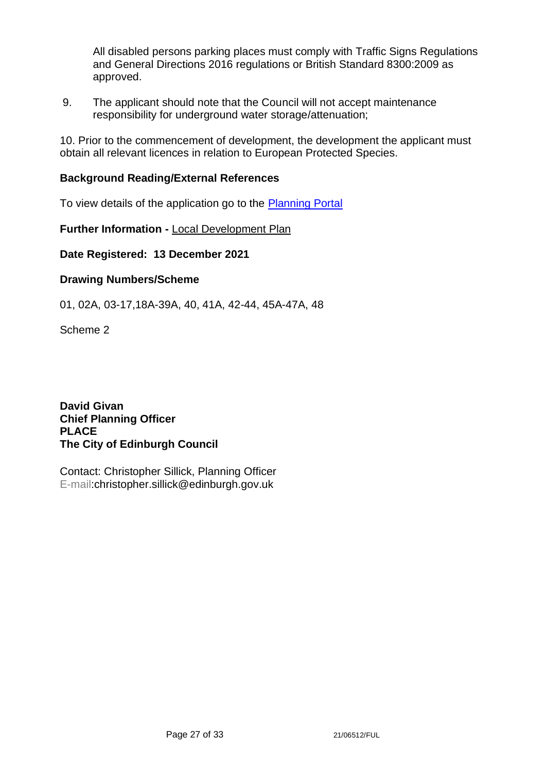All disabled persons parking places must comply with Traffic Signs Regulations and General Directions 2016 regulations or British Standard 8300:2009 as approved.

9. The applicant should note that the Council will not accept maintenance responsibility for underground water storage/attenuation;

10. Prior to the commencement of development, the development the applicant must obtain all relevant licences in relation to European Protected Species.

**Background Reading/External References**

To view details of the application go to the Planning Portal

**Further Information -** Local Development Plan

**Date Registered: 13 December 2021**

**Drawing Numbers/Scheme**

01, 02A, 03-17,18A-39A, 40, 41A, 42-44, 45A-47A, 48

Scheme 2

**David Givan**
**Chief Planning Officer**
**PLACE**
**The City of Edinburgh Council**

Contact: Christopher Sillick, Planning Officer
E-mail:christopher.sillick@edinburgh.gov.uk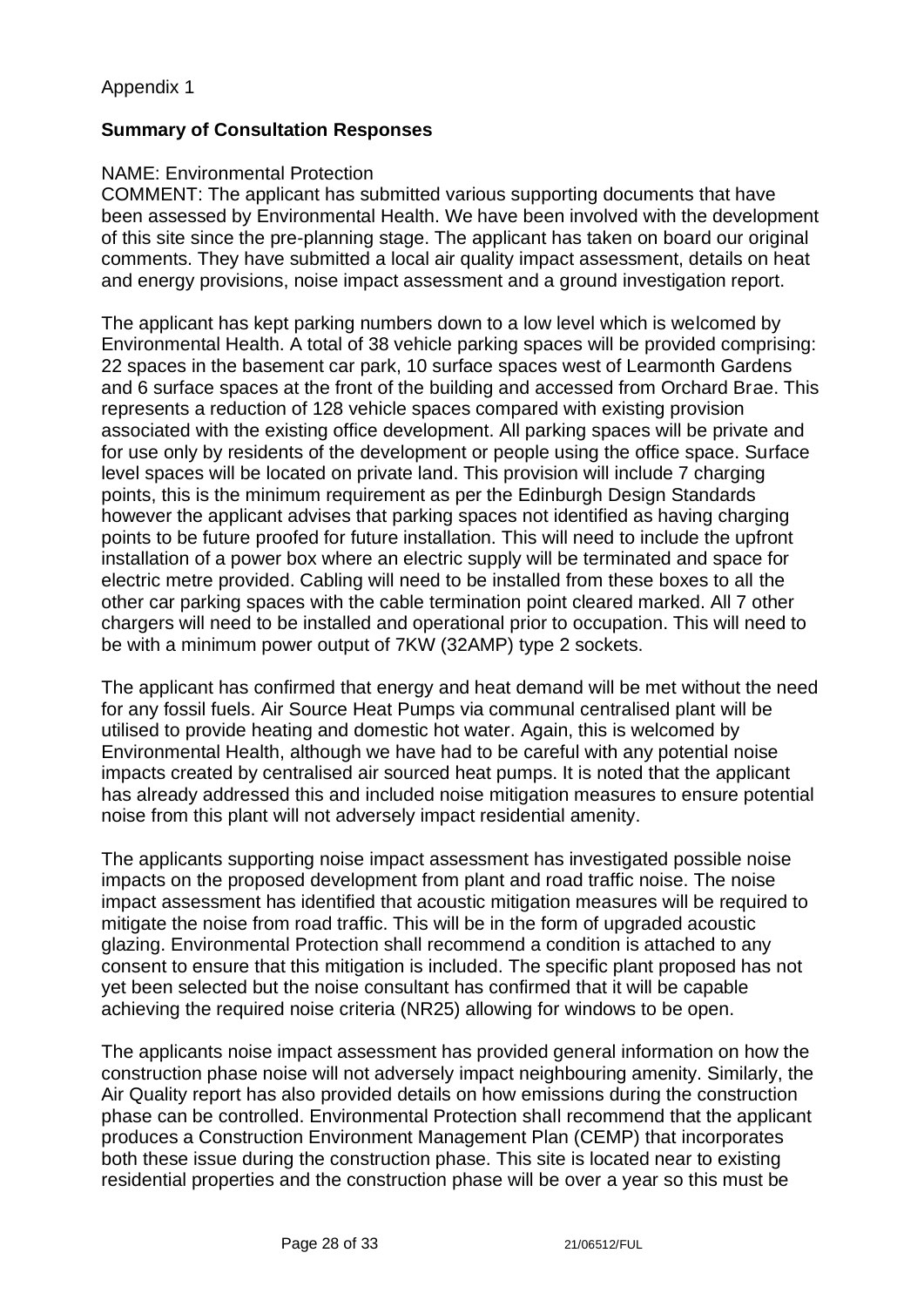Appendix 1

**Summary of Consultation Responses**

NAME: Environmental Protection

COMMENT: The applicant has submitted various supporting documents that have been assessed by Environmental Health. We have been involved with the development of this site since the pre-planning stage. The applicant has taken on board our original comments. They have submitted a local air quality impact assessment, details on heat and energy provisions, noise impact assessment and a ground investigation report.

The applicant has kept parking numbers down to a low level which is welcomed by Environmental Health. A total of 38 vehicle parking spaces will be provided comprising: 22 spaces in the basement car park, 10 surface spaces west of Learmonth Gardens and 6 surface spaces at the front of the building and accessed from Orchard Brae. This represents a reduction of 128 vehicle spaces compared with existing provision associated with the existing office development. All parking spaces will be private and for use only by residents of the development or people using the office space. Surface level spaces will be located on private land. This provision will include 7 charging points, this is the minimum requirement as per the Edinburgh Design Standards however the applicant advises that parking spaces not identified as having charging points to be future proofed for future installation. This will need to include the upfront installation of a power box where an electric supply will be terminated and space for electric metre provided. Cabling will need to be installed from these boxes to all the other car parking spaces with the cable termination point cleared marked. All 7 other chargers will need to be installed and operational prior to occupation. This will need to be with a minimum power output of 7KW (32AMP) type 2 sockets.

The applicant has confirmed that energy and heat demand will be met without the need for any fossil fuels. Air Source Heat Pumps via communal centralised plant will be utilised to provide heating and domestic hot water. Again, this is welcomed by Environmental Health, although we have had to be careful with any potential noise impacts created by centralised air sourced heat pumps. It is noted that the applicant has already addressed this and included noise mitigation measures to ensure potential noise from this plant will not adversely impact residential amenity.

The applicants supporting noise impact assessment has investigated possible noise impacts on the proposed development from plant and road traffic noise. The noise impact assessment has identified that acoustic mitigation measures will be required to mitigate the noise from road traffic. This will be in the form of upgraded acoustic glazing. Environmental Protection shall recommend a condition is attached to any consent to ensure that this mitigation is included. The specific plant proposed has not yet been selected but the noise consultant has confirmed that it will be capable achieving the required noise criteria (NR25) allowing for windows to be open.

The applicants noise impact assessment has provided general information on how the construction phase noise will not adversely impact neighbouring amenity. Similarly, the Air Quality report has also provided details on how emissions during the construction phase can be controlled. Environmental Protection shall recommend that the applicant produces a Construction Environment Management Plan (CEMP) that incorporates both these issue during the construction phase. This site is located near to existing residential properties and the construction phase will be over a year so this must be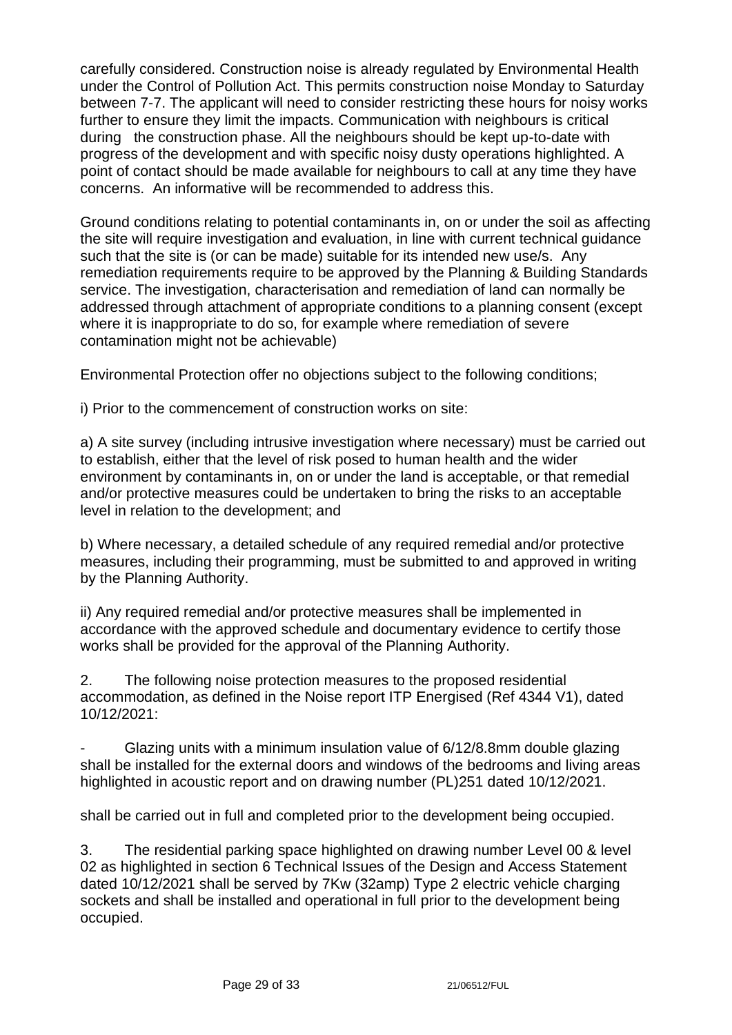carefully considered. Construction noise is already regulated by Environmental Health under the Control of Pollution Act. This permits construction noise Monday to Saturday between 7-7. The applicant will need to consider restricting these hours for noisy works further to ensure they limit the impacts. Communication with neighbours is critical during the construction phase. All the neighbours should be kept up-to-date with progress of the development and with specific noisy dusty operations highlighted. A point of contact should be made available for neighbours to call at any time they have concerns. An informative will be recommended to address this.

Ground conditions relating to potential contaminants in, on or under the soil as affecting the site will require investigation and evaluation, in line with current technical guidance such that the site is (or can be made) suitable for its intended new use/s. Any remediation requirements require to be approved by the Planning & Building Standards service. The investigation, characterisation and remediation of land can normally be addressed through attachment of appropriate conditions to a planning consent (except where it is inappropriate to do so, for example where remediation of severe contamination might not be achievable)

Environmental Protection offer no objections subject to the following conditions;

i) Prior to the commencement of construction works on site:

a) A site survey (including intrusive investigation where necessary) must be carried out to establish, either that the level of risk posed to human health and the wider environment by contaminants in, on or under the land is acceptable, or that remedial and/or protective measures could be undertaken to bring the risks to an acceptable level in relation to the development; and

b) Where necessary, a detailed schedule of any required remedial and/or protective measures, including their programming, must be submitted to and approved in writing by the Planning Authority.

ii) Any required remedial and/or protective measures shall be implemented in accordance with the approved schedule and documentary evidence to certify those works shall be provided for the approval of the Planning Authority.

2. The following noise protection measures to the proposed residential accommodation, as defined in the Noise report ITP Energised (Ref 4344 V1), dated 10/12/2021:

- Glazing units with a minimum insulation value of 6/12/8.8mm double glazing shall be installed for the external doors and windows of the bedrooms and living areas highlighted in acoustic report and on drawing number (PL)251 dated 10/12/2021.

shall be carried out in full and completed prior to the development being occupied.

3. The residential parking space highlighted on drawing number Level 00 & level 02 as highlighted in section 6 Technical Issues of the Design and Access Statement dated 10/12/2021 shall be served by 7Kw (32amp) Type 2 electric vehicle charging sockets and shall be installed and operational in full prior to the development being occupied.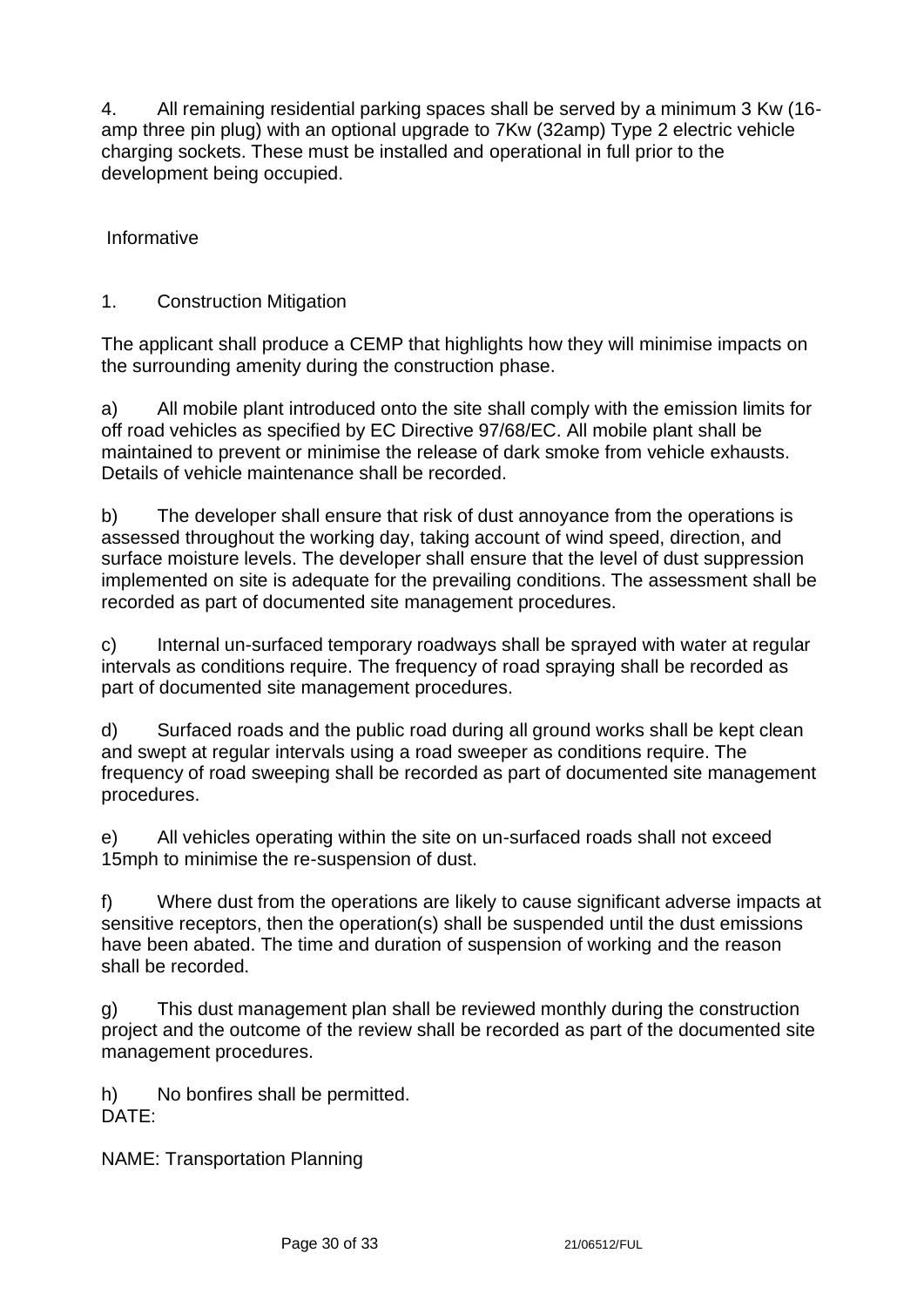4. All remaining residential parking spaces shall be served by a minimum 3 Kw (16-amp three pin plug) with an optional upgrade to 7Kw (32amp) Type 2 electric vehicle charging sockets. These must be installed and operational in full prior to the development being occupied.

Informative

1. Construction Mitigation

The applicant shall produce a CEMP that highlights how they will minimise impacts on the surrounding amenity during the construction phase.

a) All mobile plant introduced onto the site shall comply with the emission limits for off road vehicles as specified by EC Directive 97/68/EC. All mobile plant shall be maintained to prevent or minimise the release of dark smoke from vehicle exhausts. Details of vehicle maintenance shall be recorded.

b) The developer shall ensure that risk of dust annoyance from the operations is assessed throughout the working day, taking account of wind speed, direction, and surface moisture levels. The developer shall ensure that the level of dust suppression implemented on site is adequate for the prevailing conditions. The assessment shall be recorded as part of documented site management procedures.

c) Internal un-surfaced temporary roadways shall be sprayed with water at regular intervals as conditions require. The frequency of road spraying shall be recorded as part of documented site management procedures.

d) Surfaced roads and the public road during all ground works shall be kept clean and swept at regular intervals using a road sweeper as conditions require. The frequency of road sweeping shall be recorded as part of documented site management procedures.

e) All vehicles operating within the site on un-surfaced roads shall not exceed 15mph to minimise the re-suspension of dust.

f) Where dust from the operations are likely to cause significant adverse impacts at sensitive receptors, then the operation(s) shall be suspended until the dust emissions have been abated. The time and duration of suspension of working and the reason shall be recorded.

g) This dust management plan shall be reviewed monthly during the construction project and the outcome of the review shall be recorded as part of the documented site management procedures.

h) No bonfires shall be permitted.

DATE:

NAME: Transportation Planning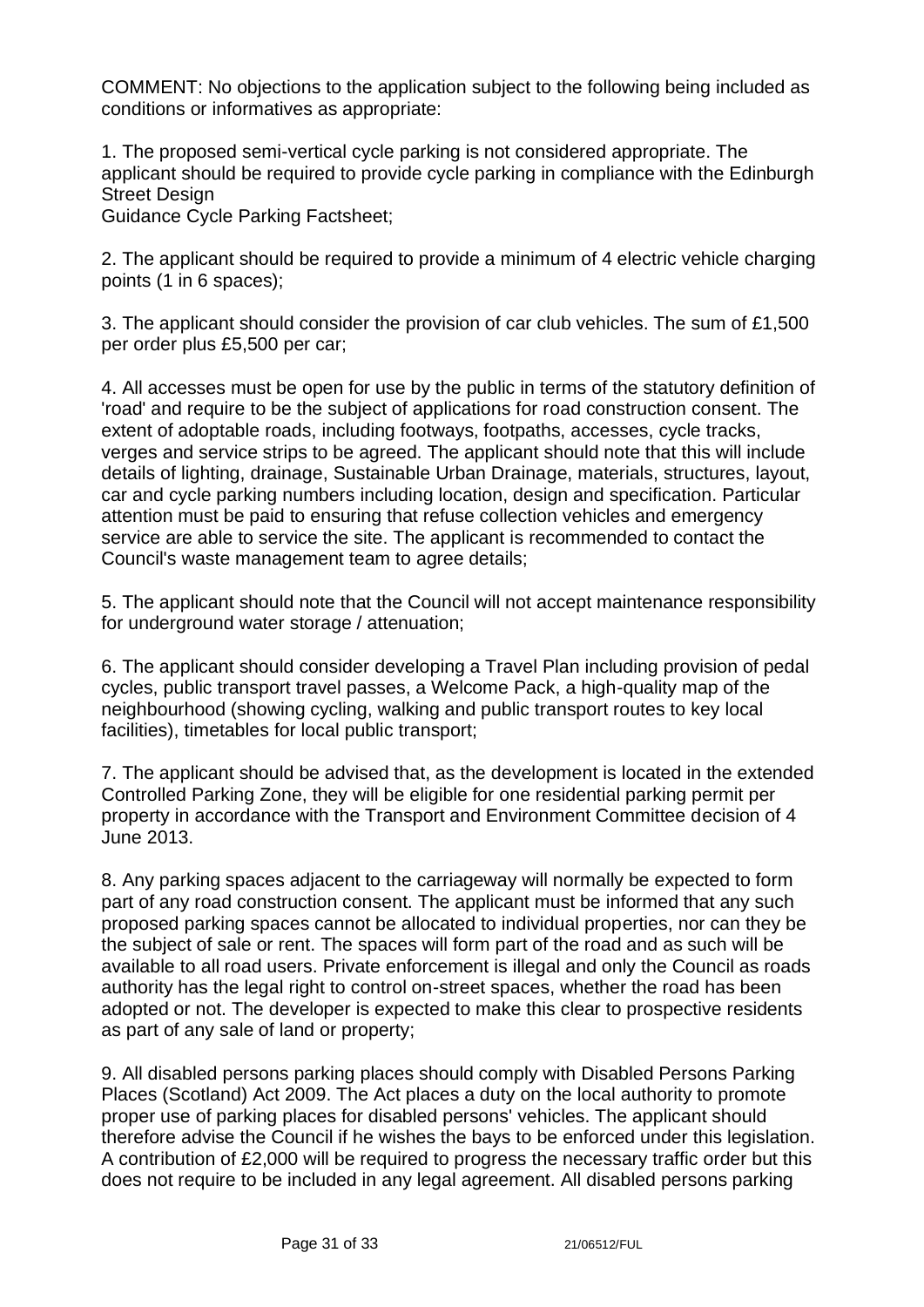COMMENT: No objections to the application subject to the following being included as conditions or informatives as appropriate:

1. The proposed semi-vertical cycle parking is not considered appropriate. The applicant should be required to provide cycle parking in compliance with the Edinburgh Street Design Guidance Cycle Parking Factsheet;

2. The applicant should be required to provide a minimum of 4 electric vehicle charging points (1 in 6 spaces);

3. The applicant should consider the provision of car club vehicles. The sum of £1,500 per order plus £5,500 per car;

4. All accesses must be open for use by the public in terms of the statutory definition of 'road' and require to be the subject of applications for road construction consent. The extent of adoptable roads, including footways, footpaths, accesses, cycle tracks, verges and service strips to be agreed. The applicant should note that this will include details of lighting, drainage, Sustainable Urban Drainage, materials, structures, layout, car and cycle parking numbers including location, design and specification. Particular attention must be paid to ensuring that refuse collection vehicles and emergency service are able to service the site. The applicant is recommended to contact the Council's waste management team to agree details;

5. The applicant should note that the Council will not accept maintenance responsibility for underground water storage / attenuation;

6. The applicant should consider developing a Travel Plan including provision of pedal cycles, public transport travel passes, a Welcome Pack, a high-quality map of the neighbourhood (showing cycling, walking and public transport routes to key local facilities), timetables for local public transport;

7. The applicant should be advised that, as the development is located in the extended Controlled Parking Zone, they will be eligible for one residential parking permit per property in accordance with the Transport and Environment Committee decision of 4 June 2013.

8. Any parking spaces adjacent to the carriageway will normally be expected to form part of any road construction consent. The applicant must be informed that any such proposed parking spaces cannot be allocated to individual properties, nor can they be the subject of sale or rent. The spaces will form part of the road and as such will be available to all road users. Private enforcement is illegal and only the Council as roads authority has the legal right to control on-street spaces, whether the road has been adopted or not. The developer is expected to make this clear to prospective residents as part of any sale of land or property;

9. All disabled persons parking places should comply with Disabled Persons Parking Places (Scotland) Act 2009. The Act places a duty on the local authority to promote proper use of parking places for disabled persons' vehicles. The applicant should therefore advise the Council if he wishes the bays to be enforced under this legislation. A contribution of £2,000 will be required to progress the necessary traffic order but this does not require to be included in any legal agreement. All disabled persons parking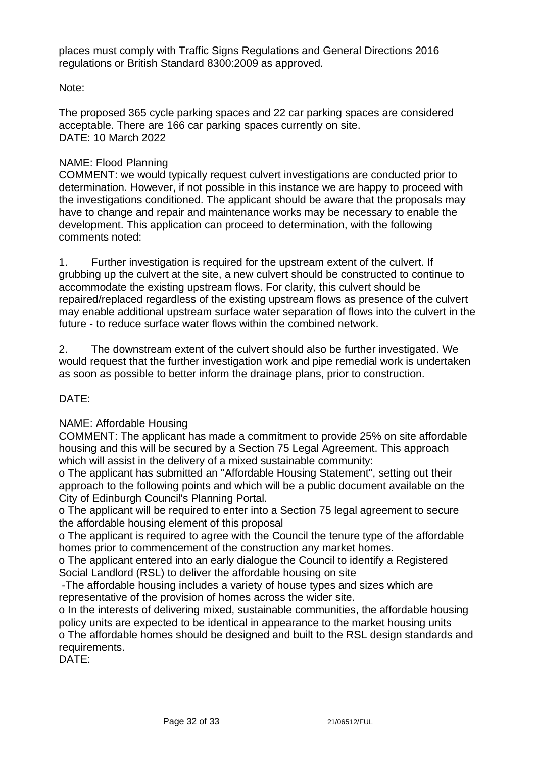places must comply with Traffic Signs Regulations and General Directions 2016 regulations or British Standard 8300:2009 as approved.

Note:

The proposed 365 cycle parking spaces and 22 car parking spaces are considered acceptable. There are 166 car parking spaces currently on site.
DATE: 10 March 2022

NAME: Flood Planning
COMMENT: we would typically request culvert investigations are conducted prior to determination. However, if not possible in this instance we are happy to proceed with the investigations conditioned. The applicant should be aware that the proposals may have to change and repair and maintenance works may be necessary to enable the development. This application can proceed to determination, with the following comments noted:

1. Further investigation is required for the upstream extent of the culvert. If grubbing up the culvert at the site, a new culvert should be constructed to continue to accommodate the existing upstream flows. For clarity, this culvert should be repaired/replaced regardless of the existing upstream flows as presence of the culvert may enable additional upstream surface water separation of flows into the culvert in the future - to reduce surface water flows within the combined network.

2. The downstream extent of the culvert should also be further investigated. We would request that the further investigation work and pipe remedial work is undertaken as soon as possible to better inform the drainage plans, prior to construction.

DATE:

NAME: Affordable Housing
COMMENT: The applicant has made a commitment to provide 25% on site affordable housing and this will be secured by a Section 75 Legal Agreement. This approach which will assist in the delivery of a mixed sustainable community:
o The applicant has submitted an "Affordable Housing Statement", setting out their approach to the following points and which will be a public document available on the City of Edinburgh Council's Planning Portal.
o The applicant will be required to enter into a Section 75 legal agreement to secure the affordable housing element of this proposal
o The applicant is required to agree with the Council the tenure type of the affordable homes prior to commencement of the construction any market homes.
o The applicant entered into an early dialogue the Council to identify a Registered Social Landlord (RSL) to deliver the affordable housing on site
-The affordable housing includes a variety of house types and sizes which are representative of the provision of homes across the wider site.
o In the interests of delivering mixed, sustainable communities, the affordable housing policy units are expected to be identical in appearance to the market housing units
o The affordable homes should be designed and built to the RSL design standards and requirements.
DATE: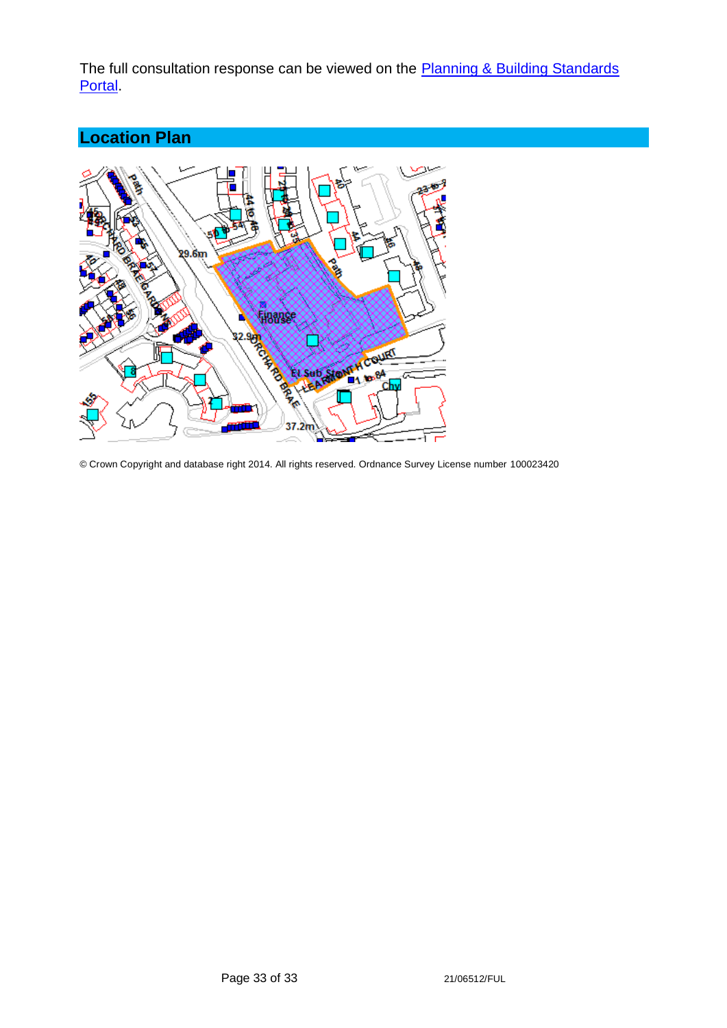The full consultation response can be viewed on the Planning & Building Standards Portal.

## Location Plan

© Crown Copyright and database right 2014. All rights reserved. Ordnance Survey License number 100023420